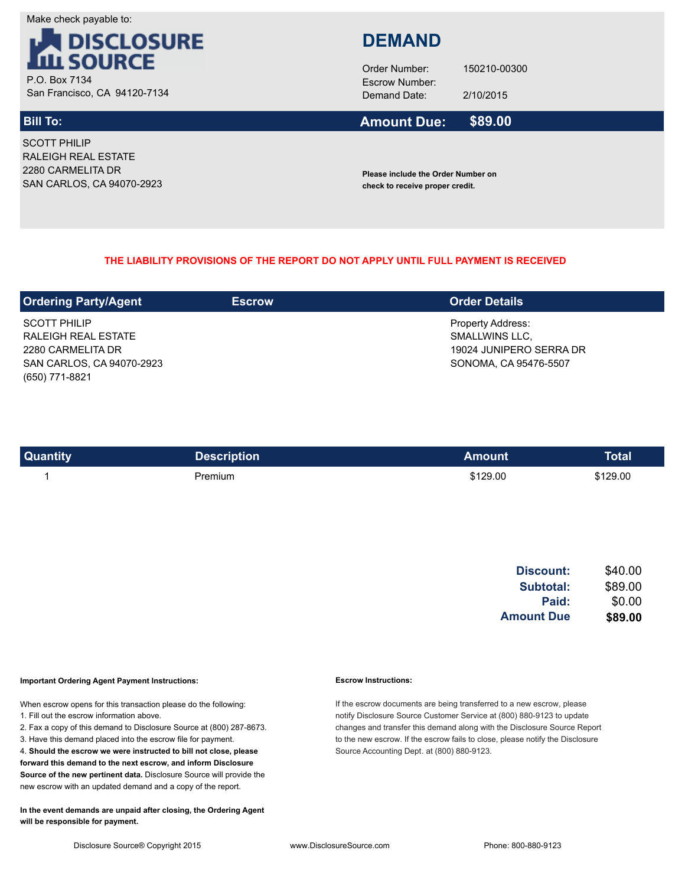Make check payable to:

**DISCLOSURE SOURCE**

P.O. Box 7134
San Francisco, CA 94120-7134

# DEMAND

Order Number: 150210-00300
Escrow Number:
Demand Date: 2/10/2015

**Bill To:**

SCOTT PHILIP
RALEIGH REAL ESTATE
2280 CARMELITA DR
SAN CARLOS, CA 94070-2923

**Amount Due: $89.00**

**Please include the Order Number on check to receive proper credit.**

**THE LIABILITY PROVISIONS OF THE REPORT DO NOT APPLY UNTIL FULL PAYMENT IS RECEIVED**

| Ordering Party/Agent | Escrow | Order Details |
|---|---|---|
| SCOTT PHILIP<br>RALEIGH REAL ESTATE<br>2280 CARMELITA DR<br>SAN CARLOS, CA 94070-2923<br>(650) 771-8821 | | Property Address:<br>SMALLWINS LLC,<br>19024 JUNIPERO SERRA DR<br>SONOMA, CA 95476-5507 |

| Quantity | Description | Amount | Total |
|---|---|---|---|
| 1 | Premium | $129.00 | $129.00 |

| | |
|---|---|
| **Discount:** | $40.00 |
| **Subtotal:** | $89.00 |
| **Paid:** | $0.00 |
| **Amount Due** | **$89.00** |

**Important Ordering Agent Payment Instructions:**

When escrow opens for this transaction please do the following:
1. Fill out the escrow information above.
2. Fax a copy of this demand to Disclosure Source at (800) 287-8673.
3. Have this demand placed into the escrow file for payment.
4. **Should the escrow we were instructed to bill not close, please forward this demand to the next escrow, and inform Disclosure Source of the new pertinent data.** Disclosure Source will provide the new escrow with an updated demand and a copy of the report.

**In the event demands are unpaid after closing, the Ordering Agent will be responsible for payment.**

**Escrow Instructions:**

If the escrow documents are being transferred to a new escrow, please notify Disclosure Source Customer Service at (800) 880-9123 to update changes and transfer this demand along with the Disclosure Source Report to the new escrow. If the escrow fails to close, please notify the Disclosure Source Accounting Dept. at (800) 880-9123.

Disclosure Source® Copyright 2015 www.DisclosureSource.com Phone: 800-880-9123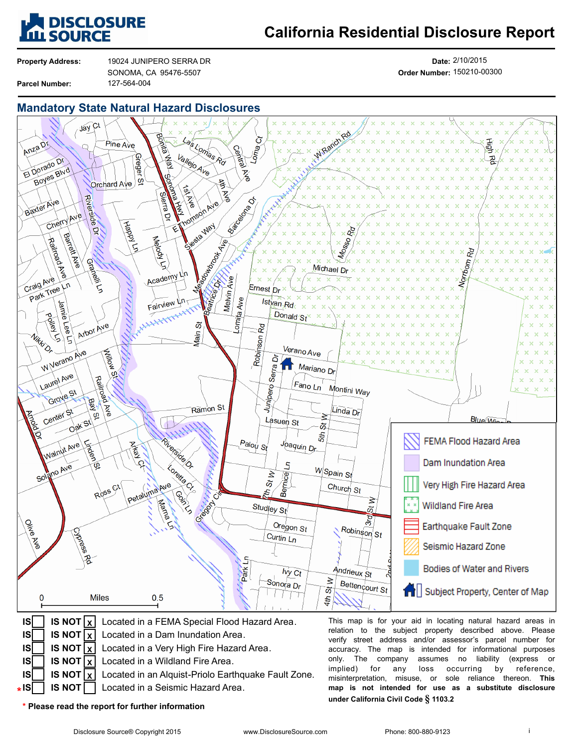# California Residential Disclosure Report

**Property Address:** 19024 JUNIPERO SERRA DR
SONOMA, CA 95476-5507

**Parcel Number:** 127-564-004

**Date:** 2/10/2015

**Order Number:** 150210-00300

## Mandatory State Natural Hazard Disclosures

Legend:
- FEMA Flood Hazard Area
- Dam Inundation Area
- Very High Fire Hazard Area
- Wildland Fire Area
- Earthquake Fault Zone
- Seismic Hazard Zone
- Bodies of Water and Rivers
- Subject Property, Center of Map

Scale: 0 Miles 0.5

| IS | IS NOT | |
|---|---|---|
| IS [ ] | IS NOT [x] | Located in a FEMA Special Flood Hazard Area. |
| IS [ ] | IS NOT [x] | Located in a Dam Inundation Area. |
| IS [ ] | IS NOT [x] | Located in a Very High Fire Hazard Area. |
| IS [ ] | IS NOT [x] | Located in a Wildland Fire Area. |
| IS [ ] | IS NOT [x] | Located in an Alquist-Priolo Earthquake Fault Zone. |
| *IS [ ] | IS NOT [ ] | Located in a Seismic Hazard Area. |

\* **Please read the report for further information**

This map is for your aid in locating natural hazard areas in relation to the subject property described above. Please verify street address and/or assessor's parcel number for accuracy. The map is intended for informational purposes only. The company assumes no liability (express or implied) for any loss occurring by reference, misinterpretation, misuse, or sole reliance thereon. **This map is not intended for use as a substitute disclosure under California Civil Code § 1103.2**

Disclosure Source® Copyright 2015 www.DisclosureSource.com Phone: 800-880-9123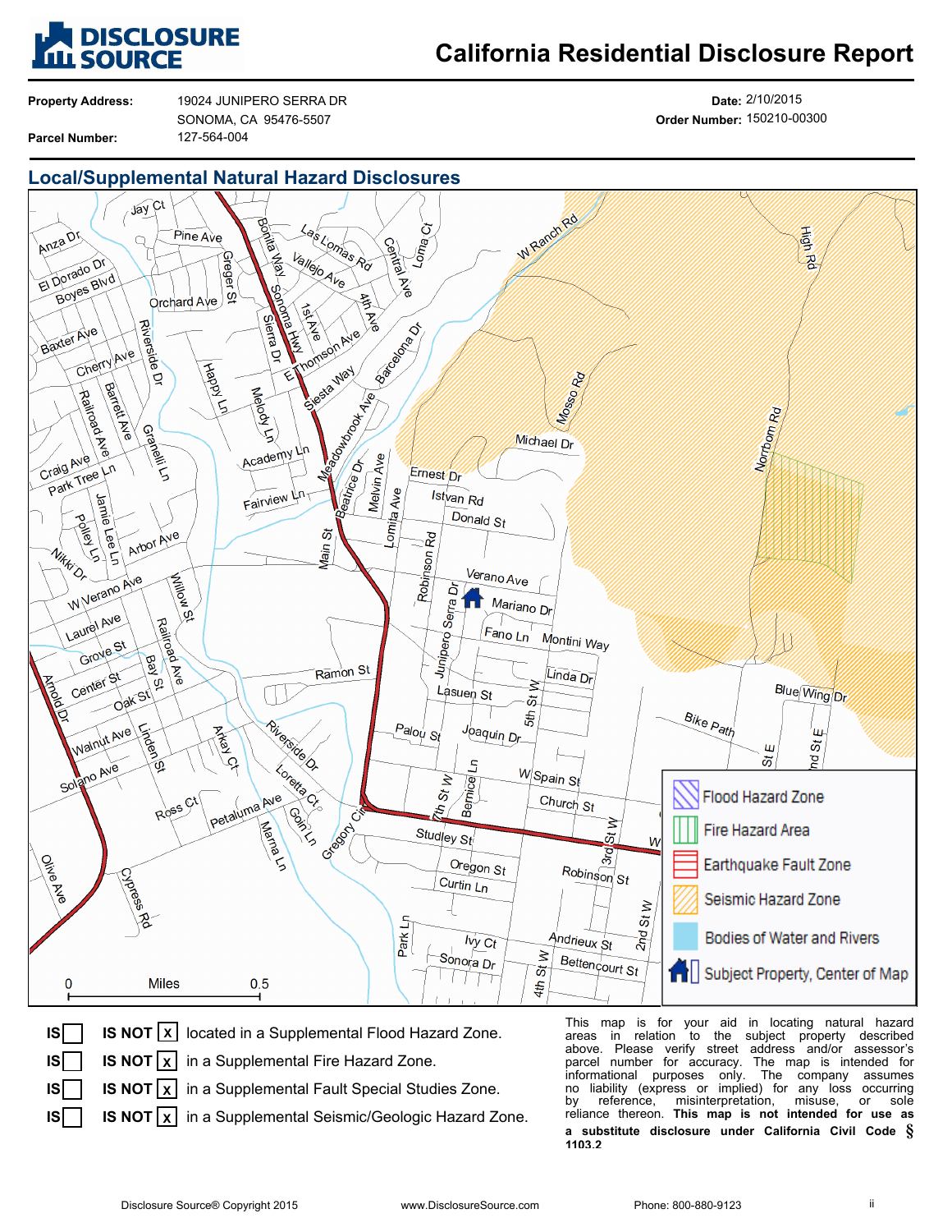# DISCLOSURE SOURCE

# California Residential Disclosure Report

**Property Address:** 19024 JUNIPERO SERRA DR
SONOMA, CA 95476-5507

**Parcel Number:** 127-564-004

**Date:** 2/10/2015

**Order Number:** 150210-00300

## Local/Supplemental Natural Hazard Disclosures

Flood Hazard Zone
Fire Hazard Area
Earthquake Fault Zone
Seismic Hazard Zone
Bodies of Water and Rivers
Subject Property, Center of Map

0 Miles 0.5

| | | |
|---|---|---|
| IS [ ] | IS NOT [x] | located in a Supplemental Flood Hazard Zone. |
| IS [ ] | IS NOT [x] | in a Supplemental Fire Hazard Zone. |
| IS [ ] | IS NOT [x] | in a Supplemental Fault Special Studies Zone. |
| IS [ ] | IS NOT [x] | in a Supplemental Seismic/Geologic Hazard Zone. |

This map is for your aid in locating natural hazard areas in relation to the subject property described above. Please verify street address and/or assessor's parcel number for accuracy. The map is intended for informational purposes only. The company assumes no liability (express or implied) for any loss occurring by reference, misinterpretation, misuse, or sole reliance thereon. **This map is not intended for use as a substitute disclosure under California Civil Code § 1103.2**

Disclosure Source® Copyright 2015 www.DisclosureSource.com Phone: 800-880-9123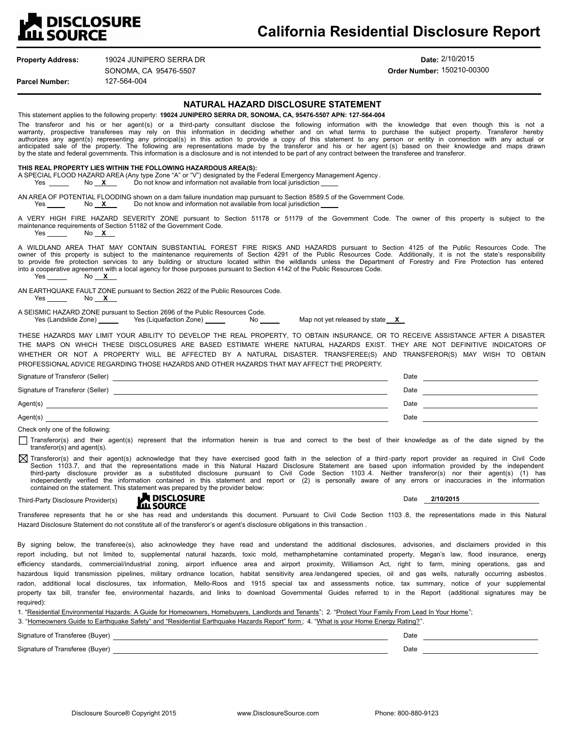**DISCLOSURE SOURCE**

# California Residential Disclosure Report

**Property Address:** 19024 JUNIPERO SERRA DR
SONOMA, CA 95476-5507

**Parcel Number:** 127-564-004

**Date:** 2/10/2015

**Order Number:** 150210-00300

## NATURAL HAZARD DISCLOSURE STATEMENT

This statement applies to the following property: **19024 JUNIPERO SERRA DR, SONOMA, CA, 95476-5507 APN: 127-564-004**

The transferor and his or her agent(s) or a third-party consultant disclose the following information with the knowledge that even though this is not a warranty, prospective transferees may rely on this information in deciding whether and on what terms to purchase the subject property. Transferor hereby authorizes any agent(s) representing any principal(s) in this action to provide a copy of this statement to any person or entity in connection with any actual or anticipated sale of the property. The following are representations made by the transferor and his or her agent(s) based on their knowledge and maps drawn by the state and federal governments. This information is a disclosure and is not intended to be part of any contract between the transferee and transferor.

**THIS REAL PROPERTY LIES WITHIN THE FOLLOWING HAZARDOUS AREA(S):**

A SPECIAL FLOOD HAZARD AREA (Any type Zone "A" or "V") designated by the Federal Emergency Management Agency.
Yes ____ No __X__ Do not know and information not available from local jurisdiction ____

AN AREA OF POTENTIAL FLOODING shown on a dam failure inundation map pursuant to Section 8589.5 of the Government Code.
Yes ____ No __X__ Do not know and information not available from local jurisdiction ____

A VERY HIGH FIRE HAZARD SEVERITY ZONE pursuant to Section 51178 or 51179 of the Government Code. The owner of this property is subject to the maintenance requirements of Section 51182 of the Government Code.
Yes ____ No __X__

A WILDLAND AREA THAT MAY CONTAIN SUBSTANTIAL FOREST FIRE RISKS AND HAZARDS pursuant to Section 4125 of the Public Resources Code. The owner of this property is subject to the maintenance requirements of Section 4291 of the Public Resources Code. Additionally, it is not the state's responsibility to provide fire protection services to any building or structure located within the wildlands unless the Department of Forestry and Fire Protection has entered into a cooperative agreement with a local agency for those purposes pursuant to Section 4142 of the Public Resources Code.
Yes ____ No __X__

AN EARTHQUAKE FAULT ZONE pursuant to Section 2622 of the Public Resources Code.
Yes ____ No __X__

A SEISMIC HAZARD ZONE pursuant to Section 2696 of the Public Resources Code.
Yes (Landslide Zone) ____ Yes (Liquefaction Zone) ____ No ____ Map not yet released by state __X__

THESE HAZARDS MAY LIMIT YOUR ABILITY TO DEVELOP THE REAL PROPERTY, TO OBTAIN INSURANCE, OR TO RECEIVE ASSISTANCE AFTER A DISASTER. THE MAPS ON WHICH THESE DISCLOSURES ARE BASED ESTIMATE WHERE NATURAL HAZARDS EXIST. THEY ARE NOT DEFINITIVE INDICATORS OF WHETHER OR NOT A PROPERTY WILL BE AFFECTED BY A NATURAL DISASTER. TRANSFEREE(S) AND TRANSFEROR(S) MAY WISH TO OBTAIN PROFESSIONAL ADVICE REGARDING THOSE HAZARDS AND OTHER HAZARDS THAT MAY AFFECT THE PROPERTY.

Signature of Transferor (Seller) ______________________ Date ____________

Signature of Transferor (Seller) ______________________ Date ____________

Agent(s) ______________________ Date ____________

Agent(s) ______________________ Date ____________

Check only one of the following:

☐ Transferor(s) and their agent(s) represent that the information herein is true and correct to the best of their knowledge as of the date signed by the transferor(s) and agent(s).

☒ Transferor(s) and their agent(s) acknowledge that they have exercised good faith in the selection of a third-party report provider as required in Civil Code Section 1103.7, and that the representations made in this Natural Hazard Disclosure Statement are based upon information provided by the independent third-party disclosure provider as a substituted disclosure pursuant to Civil Code Section 1103.4. Neither transferor(s) nor their agent(s) (1) has independently verified the information contained in this statement and report or (2) is personally aware of any errors or inaccuracies in the information contained on the statement. This statement was prepared by the provider below:

Third-Party Disclosure Provider(s) DISCLOSURE SOURCE Date **2/10/2015**

Transferee represents that he or she has read and understands this document. Pursuant to Civil Code Section 1103.8, the representations made in this Natural Hazard Disclosure Statement do not constitute all of the transferor's or agent's disclosure obligations in this transaction.

By signing below, the transferee(s), also acknowledge they have read and understand the additional disclosures, advisories, and disclaimers provided in this report including, but not limited to, supplemental natural hazards, toxic mold, methamphetamine contaminated property, Megan's law, flood insurance, energy efficiency standards, commercial/industrial zoning, airport influence area and airport proximity, Williamson Act, right to farm, mining operations, gas and hazardous liquid transmission pipelines, military ordnance location, habitat sensitivity area/endangered species, oil and gas wells, naturally occurring asbestos, radon, additional local disclosures, tax information, Mello-Roos and 1915 special tax and assessments notice, tax summary, notice of your supplemental property tax bill, transfer fee, environmental hazards, and links to download Governmental Guides referred to in the Report (additional signatures may be required):

1. "Residential Environmental Hazards: A Guide for Homeowners, Homebuyers, Landlords and Tenants"; 2. "Protect Your Family From Lead In Your Home";
3. "Homeowners Guide to Earthquake Safety" and "Residential Earthquake Hazards Report" form; 4. "What is your Home Energy Rating?".

Signature of Transferee (Buyer) ______________________ Date ____________

Signature of Transferee (Buyer) ______________________ Date ____________

Disclosure Source® Copyright 2015 www.DisclosureSource.com Phone: 800-880-9123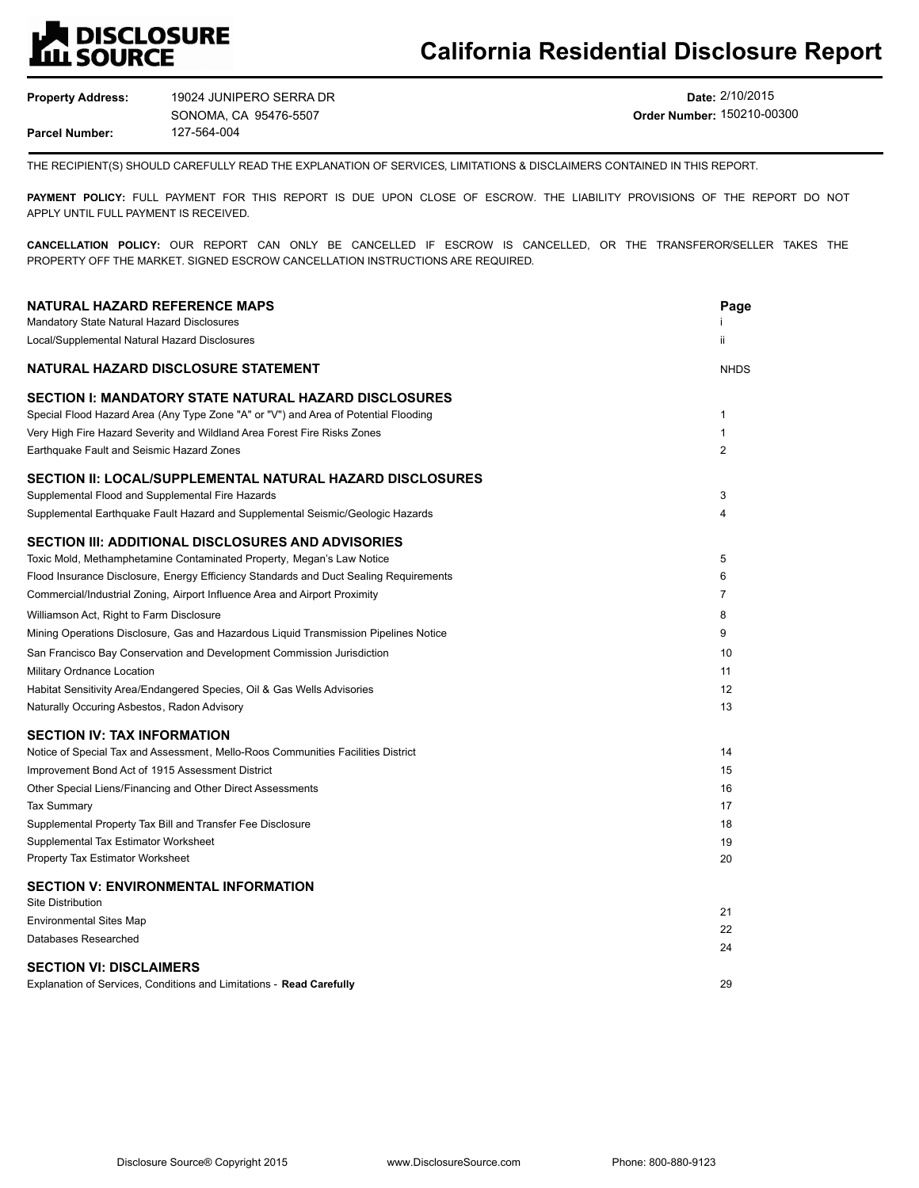# California Residential Disclosure Report

**Property Address:** 19024 JUNIPERO SERRA DR
SONOMA, CA 95476-5507

**Parcel Number:** 127-564-004

**Date:** 2/10/2015

**Order Number:** 150210-00300

THE RECIPIENT(S) SHOULD CAREFULLY READ THE EXPLANATION OF SERVICES, LIMITATIONS & DISCLAIMERS CONTAINED IN THIS REPORT.

**PAYMENT POLICY:** FULL PAYMENT FOR THIS REPORT IS DUE UPON CLOSE OF ESCROW. THE LIABILITY PROVISIONS OF THE REPORT DO NOT APPLY UNTIL FULL PAYMENT IS RECEIVED.

**CANCELLATION POLICY:** OUR REPORT CAN ONLY BE CANCELLED IF ESCROW IS CANCELLED, OR THE TRANSFEROR/SELLER TAKES THE PROPERTY OFF THE MARKET. SIGNED ESCROW CANCELLATION INSTRUCTIONS ARE REQUIRED.

| | Page |
|---|---|
| **NATURAL HAZARD REFERENCE MAPS** | |
| Mandatory State Natural Hazard Disclosures | i |
| Local/Supplemental Natural Hazard Disclosures | ii |
| **NATURAL HAZARD DISCLOSURE STATEMENT** | NHDS |
| **SECTION I: MANDATORY STATE NATURAL HAZARD DISCLOSURES** | |
| Special Flood Hazard Area (Any Type Zone "A" or "V") and Area of Potential Flooding | 1 |
| Very High Fire Hazard Severity and Wildland Area Forest Fire Risks Zones | 1 |
| Earthquake Fault and Seismic Hazard Zones | 2 |
| **SECTION II: LOCAL/SUPPLEMENTAL NATURAL HAZARD DISCLOSURES** | |
| Supplemental Flood and Supplemental Fire Hazards | 3 |
| Supplemental Earthquake Fault Hazard and Supplemental Seismic/Geologic Hazards | 4 |
| **SECTION III: ADDITIONAL DISCLOSURES AND ADVISORIES** | |
| Toxic Mold, Methamphetamine Contaminated Property, Megan's Law Notice | 5 |
| Flood Insurance Disclosure, Energy Efficiency Standards and Duct Sealing Requirements | 6 |
| Commercial/Industrial Zoning, Airport Influence Area and Airport Proximity | 7 |
| Williamson Act, Right to Farm Disclosure | 8 |
| Mining Operations Disclosure, Gas and Hazardous Liquid Transmission Pipelines Notice | 9 |
| San Francisco Bay Conservation and Development Commission Jurisdiction | 10 |
| Military Ordnance Location | 11 |
| Habitat Sensitivity Area/Endangered Species, Oil & Gas Wells Advisories | 12 |
| Naturally Occuring Asbestos, Radon Advisory | 13 |
| **SECTION IV: TAX INFORMATION** | |
| Notice of Special Tax and Assessment, Mello-Roos Communities Facilities District | 14 |
| Improvement Bond Act of 1915 Assessment District | 15 |
| Other Special Liens/Financing and Other Direct Assessments | 16 |
| Tax Summary | 17 |
| Supplemental Property Tax Bill and Transfer Fee Disclosure | 18 |
| Supplemental Tax Estimator Worksheet | 19 |
| Property Tax Estimator Worksheet | 20 |
| **SECTION V: ENVIRONMENTAL INFORMATION** | |
| Site Distribution | 21 |
| Environmental Sites Map | 22 |
| Databases Researched | 24 |
| **SECTION VI: DISCLAIMERS** | |
| Explanation of Services, Conditions and Limitations - **Read Carefully** | 29 |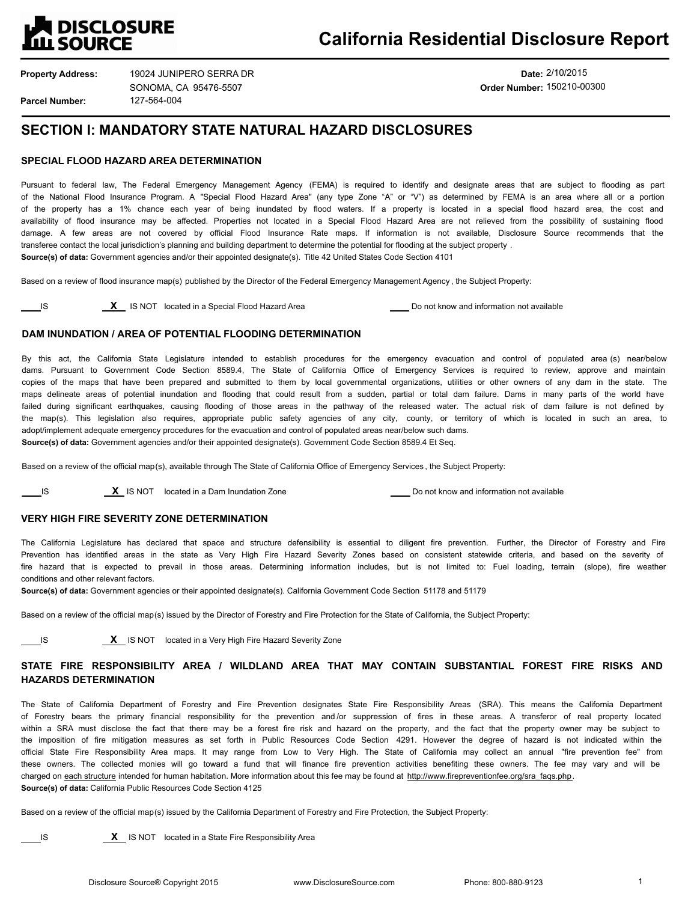# DISCLOSURE SOURCE — California Residential Disclosure Report

**Property Address:** 19024 JUNIPERO SERRA DR
SONOMA, CA 95476-5507

**Parcel Number:** 127-564-004

**Date:** 2/10/2015

**Order Number:** 150210-00300

## SECTION I: MANDATORY STATE NATURAL HAZARD DISCLOSURES

### SPECIAL FLOOD HAZARD AREA DETERMINATION

Pursuant to federal law, The Federal Emergency Management Agency (FEMA) is required to identify and designate areas that are subject to flooding as part of the National Flood Insurance Program. A "Special Flood Hazard Area" (any type Zone "A" or "V") as determined by FEMA is an area where all or a portion of the property has a 1% chance each year of being inundated by flood waters. If a property is located in a special flood hazard area, the cost and availability of flood insurance may be affected. Properties not located in a Special Flood Hazard Area are not relieved from the possibility of sustaining flood damage. A few areas are not covered by official Flood Insurance Rate maps. If information is not available, Disclosure Source recommends that the transferee contact the local jurisdiction's planning and building department to determine the potential for flooding at the subject property .

**Source(s) of data:** Government agencies and/or their appointed designate(s). Title 42 United States Code Section 4101

Based on a review of flood insurance map(s) published by the Director of the Federal Emergency Management Agency , the Subject Property:

____ IS &nbsp;&nbsp;&nbsp; __X__ IS NOT located in a Special Flood Hazard Area &nbsp;&nbsp;&nbsp; ____ Do not know and information not available

### DAM INUNDATION / AREA OF POTENTIAL FLOODING DETERMINATION

By this act, the California State Legislature intended to establish procedures for the emergency evacuation and control of populated area (s) near/below dams. Pursuant to Government Code Section 8589.4, The State of California Office of Emergency Services is required to review, approve and maintain copies of the maps that have been prepared and submitted to them by local governmental organizations, utilities or other owners of any dam in the state. The maps delineate areas of potential inundation and flooding that could result from a sudden, partial or total dam failure. Dams in many parts of the world have failed during significant earthquakes, causing flooding of those areas in the pathway of the released water. The actual risk of dam failure is not defined by the map(s). This legislation also requires, appropriate public safety agencies of any city, county, or territory of which is located in such an area, to adopt/implement adequate emergency procedures for the evacuation and control of populated areas near/below such dams.

**Source(s) of data:** Government agencies and/or their appointed designate(s). Government Code Section 8589.4 Et Seq.

Based on a review of the official map(s), available through The State of California Office of Emergency Services , the Subject Property:

____ IS &nbsp;&nbsp;&nbsp; __X__ IS NOT located in a Dam Inundation Zone &nbsp;&nbsp;&nbsp; ____ Do not know and information not available

### VERY HIGH FIRE SEVERITY ZONE DETERMINATION

The California Legislature has declared that space and structure defensibility is essential to diligent fire prevention. Further, the Director of Forestry and Fire Prevention has identified areas in the state as Very High Fire Hazard Severity Zones based on consistent statewide criteria, and based on the severity of fire hazard that is expected to prevail in those areas. Determining information includes, but is not limited to: Fuel loading, terrain (slope), fire weather conditions and other relevant factors.

**Source(s) of data:** Government agencies or their appointed designate(s). California Government Code Section 51178 and 51179

Based on a review of the official map(s) issued by the Director of Forestry and Fire Protection for the State of California, the Subject Property:

____ IS &nbsp;&nbsp;&nbsp; __X__ IS NOT located in a Very High Fire Hazard Severity Zone

### STATE FIRE RESPONSIBILITY AREA / WILDLAND AREA THAT MAY CONTAIN SUBSTANTIAL FOREST FIRE RISKS AND HAZARDS DETERMINATION

The State of California Department of Forestry and Fire Prevention designates State Fire Responsibility Areas (SRA). This means the California Department of Forestry bears the primary financial responsibility for the prevention and/or suppression of fires in these areas. A transferor of real property located within a SRA must disclose the fact that there may be a forest fire risk and hazard on the property, and the fact that the property owner may be subject to the imposition of fire mitigation measures as set forth in Public Resources Code Section 4291. However the degree of hazard is not indicated within the official State Fire Responsibility Area maps. It may range from Low to Very High. The State of California may collect an annual "fire prevention fee" from these owners. The collected monies will go toward a fund that will finance fire prevention activities benefiting these owners. The fee may vary and will be charged on each structure intended for human habitation. More information about this fee may be found at http://www.firepreventionfee.org/sra_faqs.php.

**Source(s) of data:** California Public Resources Code Section 4125

Based on a review of the official map(s) issued by the California Department of Forestry and Fire Protection, the Subject Property:

____ IS &nbsp;&nbsp;&nbsp; __X__ IS NOT located in a State Fire Responsibility Area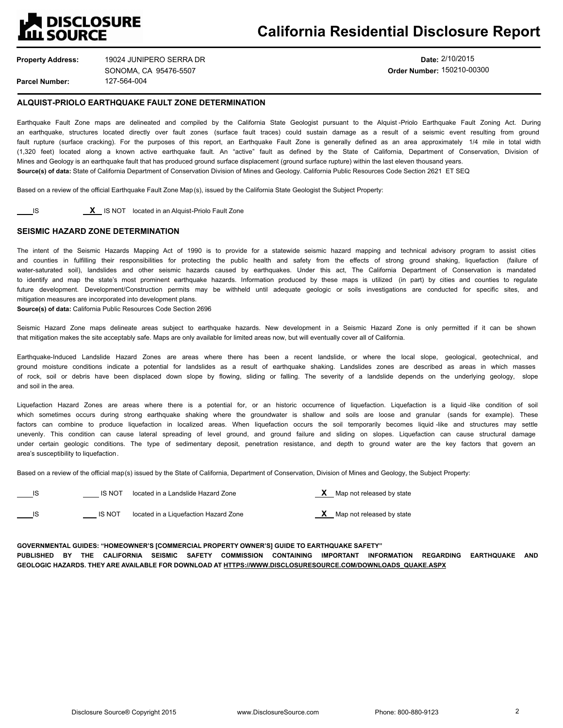# California Residential Disclosure Report

| | | | |
|---|---|---|---|
| **Property Address:** | 19024 JUNIPERO SERRA DR SONOMA, CA 95476-5507 | **Date:** | 2/10/2015 |
| **Parcel Number:** | 127-564-004 | **Order Number:** | 150210-00300 |

## ALQUIST-PRIOLO EARTHQUAKE FAULT ZONE DETERMINATION

Earthquake Fault Zone maps are delineated and compiled by the California State Geologist pursuant to the Alquist-Priolo Earthquake Fault Zoning Act. During an earthquake, structures located directly over fault zones (surface fault traces) could sustain damage as a result of a seismic event resulting from ground fault rupture (surface cracking). For the purposes of this report, an Earthquake Fault Zone is generally defined as an area approximately 1/4 mile in total width (1,320 feet) located along a known active earthquake fault. An "active" fault as defined by the State of California, Department of Conservation, Division of Mines and Geology is an earthquake fault that has produced ground surface displacement (ground surface rupture) within the last eleven thousand years.

**Source(s) of data:** State of California Department of Conservation Division of Mines and Geology. California Public Resources Code Section 2621 ET SEQ

Based on a review of the official Earthquake Fault Zone Map(s), issued by the California State Geologist the Subject Property:

___ IS &nbsp;&nbsp;&nbsp; **X** IS NOT &nbsp; located in an Alquist-Priolo Fault Zone

## SEISMIC HAZARD ZONE DETERMINATION

The intent of the Seismic Hazards Mapping Act of 1990 is to provide for a statewide seismic hazard mapping and technical advisory program to assist cities and counties in fulfilling their responsibilities for protecting the public health and safety from the effects of strong ground shaking, liquefaction (failure of water-saturated soil), landslides and other seismic hazards caused by earthquakes. Under this act, The California Department of Conservation is mandated to identify and map the state's most prominent earthquake hazards. Information produced by these maps is utilized (in part) by cities and counties to regulate future development. Development/Construction permits may be withheld until adequate geologic or soils investigations are conducted for specific sites, and mitigation measures are incorporated into development plans.

**Source(s) of data:** California Public Resources Code Section 2696

Seismic Hazard Zone maps delineate areas subject to earthquake hazards. New development in a Seismic Hazard Zone is only permitted if it can be shown that mitigation makes the site acceptably safe. Maps are only available for limited areas now, but will eventually cover all of California.

Earthquake-Induced Landslide Hazard Zones are areas where there has been a recent landslide, or where the local slope, geological, geotechnical, and ground moisture conditions indicate a potential for landslides as a result of earthquake shaking. Landslides zones are described as areas in which masses of rock, soil or debris have been displaced down slope by flowing, sliding or falling. The severity of a landslide depends on the underlying geology, slope and soil in the area.

Liquefaction Hazard Zones are areas where there is a potential for, or an historic occurrence of liquefaction. Liquefaction is a liquid-like condition of soil which sometimes occurs during strong earthquake shaking where the groundwater is shallow and soils are loose and granular (sands for example). These factors can combine to produce liquefaction in localized areas. When liquefaction occurs the soil temporarily becomes liquid-like and structures may settle unevenly. This condition can cause lateral spreading of level ground, and ground failure and sliding on slopes. Liquefaction can cause structural damage under certain geologic conditions. The type of sedimentary deposit, penetration resistance, and depth to ground water are the key factors that govern an area's susceptibility to liquefaction.

Based on a review of the official map(s) issued by the State of California, Department of Conservation, Division of Mines and Geology, the Subject Property:

___ IS &nbsp;&nbsp; ___ IS NOT &nbsp; located in a Landslide Hazard Zone &nbsp;&nbsp; **X** Map not released by state

___ IS &nbsp;&nbsp; ___ IS NOT &nbsp; located in a Liquefaction Hazard Zone &nbsp;&nbsp; **X** Map not released by state

**GOVERNMENTAL GUIDES: "HOMEOWNER'S [COMMERCIAL PROPERTY OWNER'S] GUIDE TO EARTHQUAKE SAFETY" PUBLISHED BY THE CALIFORNIA SEISMIC SAFETY COMMISSION CONTAINING IMPORTANT INFORMATION REGARDING EARTHQUAKE AND GEOLOGIC HAZARDS. THEY ARE AVAILABLE FOR DOWNLOAD AT HTTPS://WWW.DISCLOSURESOURCE.COM/DOWNLOADS_QUAKE.ASPX**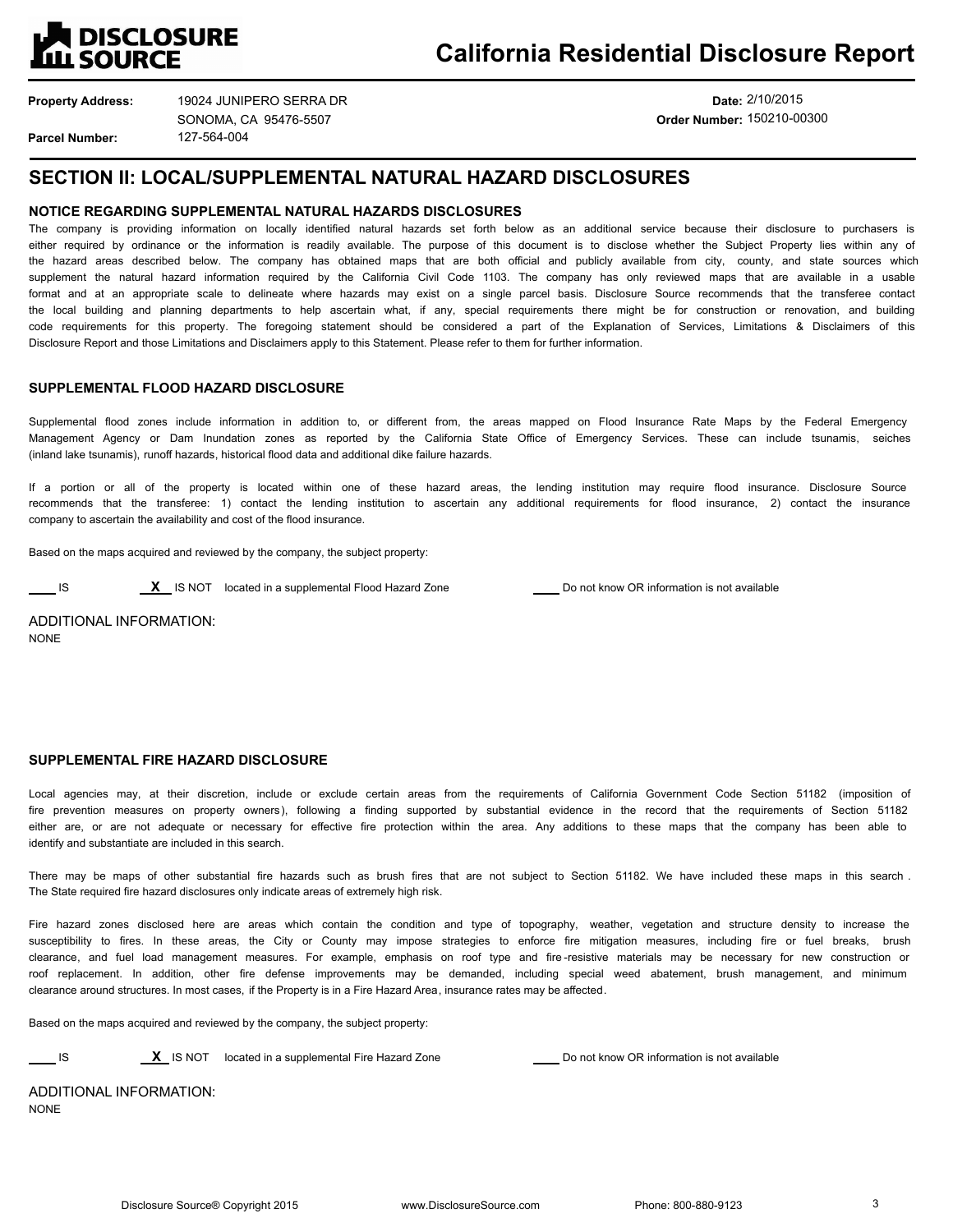# California Residential Disclosure Report

**Property Address:** 19024 JUNIPERO SERRA DR
SONOMA, CA 95476-5507

**Parcel Number:** 127-564-004

**Date:** 2/10/2015

**Order Number:** 150210-00300

## SECTION II: LOCAL/SUPPLEMENTAL NATURAL HAZARD DISCLOSURES

### NOTICE REGARDING SUPPLEMENTAL NATURAL HAZARDS DISCLOSURES

The company is providing information on locally identified natural hazards set forth below as an additional service because their disclosure to purchasers is either required by ordinance or the information is readily available. The purpose of this document is to disclose whether the Subject Property lies within any of the hazard areas described below. The company has obtained maps that are both official and publicly available from city, county, and state sources which supplement the natural hazard information required by the California Civil Code 1103. The company has only reviewed maps that are available in a usable format and at an appropriate scale to delineate where hazards may exist on a single parcel basis. Disclosure Source recommends that the transferee contact the local building and planning departments to help ascertain what, if any, special requirements there might be for construction or renovation, and building code requirements for this property. The foregoing statement should be considered a part of the Explanation of Services, Limitations & Disclaimers of this Disclosure Report and those Limitations and Disclaimers apply to this Statement. Please refer to them for further information.

### SUPPLEMENTAL FLOOD HAZARD DISCLOSURE

Supplemental flood zones include information in addition to, or different from, the areas mapped on Flood Insurance Rate Maps by the Federal Emergency Management Agency or Dam Inundation zones as reported by the California State Office of Emergency Services. These can include tsunamis, seiches (inland lake tsunamis), runoff hazards, historical flood data and additional dike failure hazards.

If a portion or all of the property is located within one of these hazard areas, the lending institution may require flood insurance. Disclosure Source recommends that the transferee: 1) contact the lending institution to ascertain any additional requirements for flood insurance, 2) contact the insurance company to ascertain the availability and cost of the flood insurance.

Based on the maps acquired and reviewed by the company, the subject property:

____ IS &nbsp;&nbsp;&nbsp; __X__ IS NOT &nbsp; located in a supplemental Flood Hazard Zone &nbsp;&nbsp;&nbsp; ____ Do not know OR information is not available

ADDITIONAL INFORMATION:
NONE

### SUPPLEMENTAL FIRE HAZARD DISCLOSURE

Local agencies may, at their discretion, include or exclude certain areas from the requirements of California Government Code Section 51182 (imposition of fire prevention measures on property owners), following a finding supported by substantial evidence in the record that the requirements of Section 51182 either are, or are not adequate or necessary for effective fire protection within the area. Any additions to these maps that the company has been able to identify and substantiate are included in this search.

There may be maps of other substantial fire hazards such as brush fires that are not subject to Section 51182. We have included these maps in this search. The State required fire hazard disclosures only indicate areas of extremely high risk.

Fire hazard zones disclosed here are areas which contain the condition and type of topography, weather, vegetation and structure density to increase the susceptibility to fires. In these areas, the City or County may impose strategies to enforce fire mitigation measures, including fire or fuel breaks, brush clearance, and fuel load management measures. For example, emphasis on roof type and fire-resistive materials may be necessary for new construction or roof replacement. In addition, other fire defense improvements may be demanded, including special weed abatement, brush management, and minimum clearance around structures. In most cases, if the Property is in a Fire Hazard Area, insurance rates may be affected.

Based on the maps acquired and reviewed by the company, the subject property:

____ IS &nbsp;&nbsp;&nbsp; __X__ IS NOT &nbsp; located in a supplemental Fire Hazard Zone &nbsp;&nbsp;&nbsp; ____ Do not know OR information is not available

ADDITIONAL INFORMATION:
NONE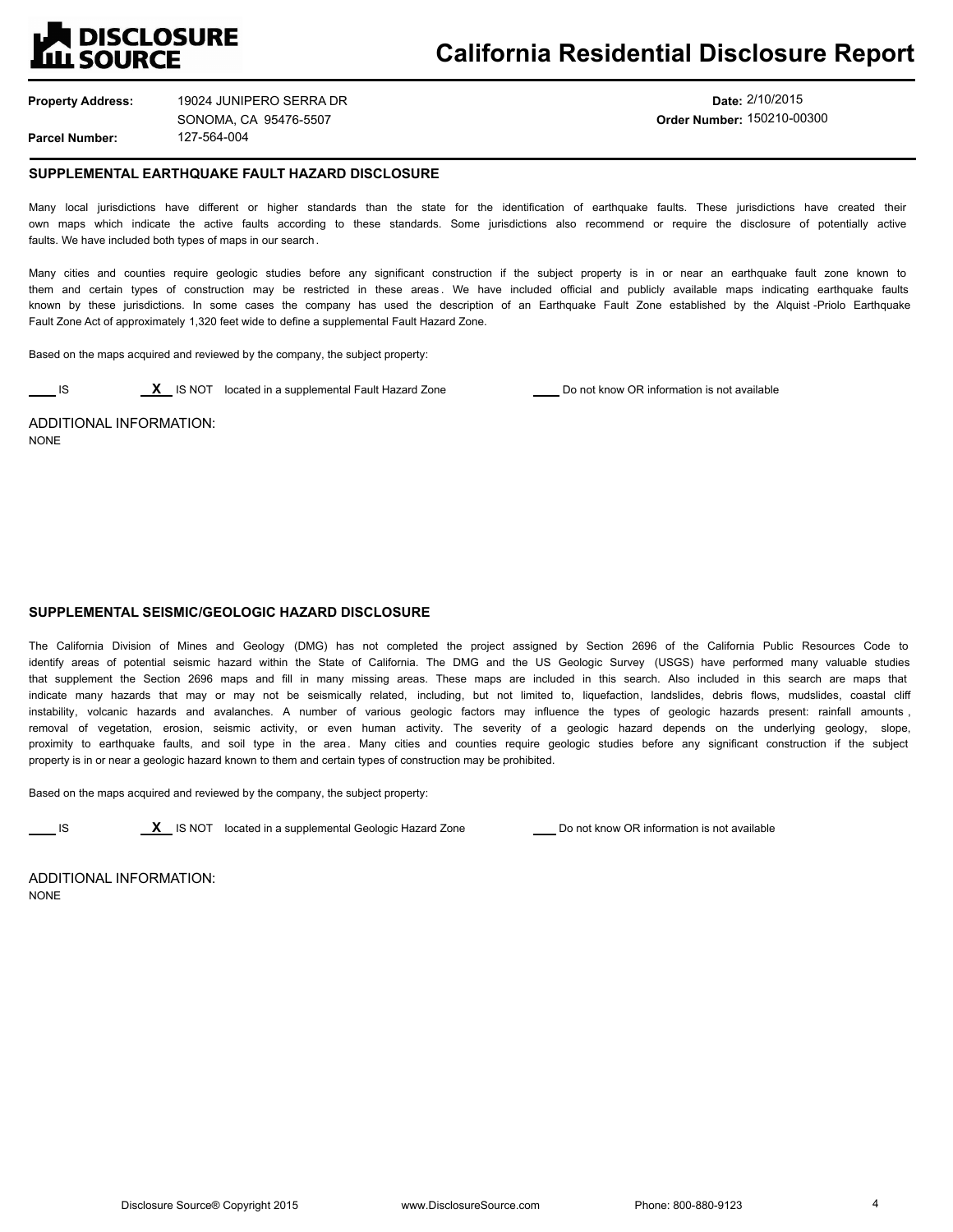# California Residential Disclosure Report

**Property Address:** 19024 JUNIPERO SERRA DR
SONOMA, CA 95476-5507

**Parcel Number:** 127-564-004

**Date:** 2/10/2015

**Order Number:** 150210-00300

## SUPPLEMENTAL EARTHQUAKE FAULT HAZARD DISCLOSURE

Many local jurisdictions have different or higher standards than the state for the identification of earthquake faults. These jurisdictions have created their own maps which indicate the active faults according to these standards. Some jurisdictions also recommend or require the disclosure of potentially active faults. We have included both types of maps in our search.

Many cities and counties require geologic studies before any significant construction if the subject property is in or near an earthquake fault zone known to them and certain types of construction may be restricted in these areas. We have included official and publicly available maps indicating earthquake faults known by these jurisdictions. In some cases the company has used the description of an Earthquake Fault Zone established by the Alquist-Priolo Earthquake Fault Zone Act of approximately 1,320 feet wide to define a supplemental Fault Hazard Zone.

Based on the maps acquired and reviewed by the company, the subject property:

____ IS &nbsp;&nbsp;&nbsp; __X__ IS NOT &nbsp; located in a supplemental Fault Hazard Zone &nbsp;&nbsp;&nbsp; ____ Do not know OR information is not available

ADDITIONAL INFORMATION:
NONE

## SUPPLEMENTAL SEISMIC/GEOLOGIC HAZARD DISCLOSURE

The California Division of Mines and Geology (DMG) has not completed the project assigned by Section 2696 of the California Public Resources Code to identify areas of potential seismic hazard within the State of California. The DMG and the US Geologic Survey (USGS) have performed many valuable studies that supplement the Section 2696 maps and fill in many missing areas. These maps are included in this search. Also included in this search are maps that indicate many hazards that may or may not be seismically related, including, but not limited to, liquefaction, landslides, debris flows, mudslides, coastal cliff instability, volcanic hazards and avalanches. A number of various geologic factors may influence the types of geologic hazards present: rainfall amounts, removal of vegetation, erosion, seismic activity, or even human activity. The severity of a geologic hazard depends on the underlying geology, slope, proximity to earthquake faults, and soil type in the area. Many cities and counties require geologic studies before any significant construction if the subject property is in or near a geologic hazard known to them and certain types of construction may be prohibited.

Based on the maps acquired and reviewed by the company, the subject property:

____ IS &nbsp;&nbsp;&nbsp; __X__ IS NOT &nbsp; located in a supplemental Geologic Hazard Zone &nbsp;&nbsp;&nbsp; ____ Do not know OR information is not available

ADDITIONAL INFORMATION:
NONE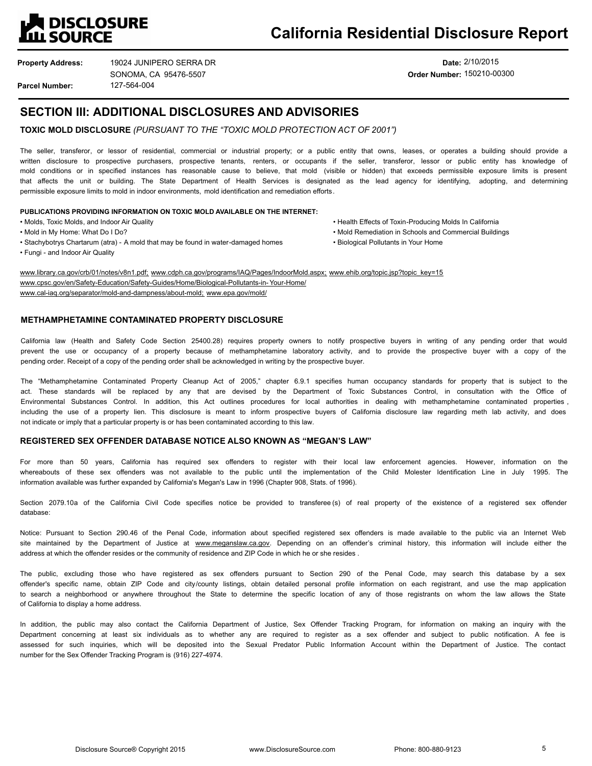# California Residential Disclosure Report

**Property Address:** 19024 JUNIPERO SERRA DR
SONOMA, CA 95476-5507

**Parcel Number:** 127-564-004

**Date:** 2/10/2015

**Order Number:** 150210-00300

## SECTION III: ADDITIONAL DISCLOSURES AND ADVISORIES

### TOXIC MOLD DISCLOSURE *(PURSUANT TO THE "TOXIC MOLD PROTECTION ACT OF 2001")*

The seller, transferor, or lessor of residential, commercial or industrial property; or a public entity that owns, leases, or operates a building should provide a written disclosure to prospective purchasers, prospective tenants, renters, or occupants if the seller, transferor, lessor or public entity has knowledge of mold conditions or in specified instances has reasonable cause to believe, that mold (visible or hidden) that exceeds permissible exposure limits is present that affects the unit or building. The State Department of Health Services is designated as the lead agency for identifying, adopting, and determining permissible exposure limits to mold in indoor environments, mold identification and remediation efforts.

**PUBLICATIONS PROVIDING INFORMATION ON TOXIC MOLD AVAILABLE ON THE INTERNET:**

- Molds, Toxic Molds, and Indoor Air Quality
- Mold in My Home: What Do I Do?
- Stachybotrys Chartarum (atra) - A mold that may be found in water-damaged homes
- Fungi - and Indoor Air Quality
- Health Effects of Toxin-Producing Molds In California
- Mold Remediation in Schools and Commercial Buildings
- Biological Pollutants in Your Home

www.library.ca.gov/crb/01/notes/v8n1.pdf; www.cdph.ca.gov/programs/IAQ/Pages/IndoorMold.aspx; www.ehib.org/topic.jsp?topic_key=15
www.cpsc.gov/en/Safety-Education/Safety-Guides/Home/Biological-Pollutants-in-Your-Home/
www.cal-iaq.org/separator/mold-and-dampness/about-mold; www.epa.gov/mold/

### METHAMPHETAMINE CONTAMINATED PROPERTY DISCLOSURE

California law (Health and Safety Code Section 25400.28) requires property owners to notify prospective buyers in writing of any pending order that would prevent the use or occupancy of a property because of methamphetamine laboratory activity, and to provide the prospective buyer with a copy of the pending order. Receipt of a copy of the pending order shall be acknowledged in writing by the prospective buyer.

The "Methamphetamine Contaminated Property Cleanup Act of 2005," chapter 6.9.1 specifies human occupancy standards for property that is subject to the act. These standards will be replaced by any that are devised by the Department of Toxic Substances Control, in consultation with the Office of Environmental Substances Control. In addition, this Act outlines procedures for local authorities in dealing with methamphetamine contaminated properties, including the use of a property lien. This disclosure is meant to inform prospective buyers of California disclosure law regarding meth lab activity, and does not indicate or imply that a particular property is or has been contaminated according to this law.

### REGISTERED SEX OFFENDER DATABASE NOTICE ALSO KNOWN AS "MEGAN'S LAW"

For more than 50 years, California has required sex offenders to register with their local law enforcement agencies. However, information on the whereabouts of these sex offenders was not available to the public until the implementation of the Child Molester Identification Line in July 1995. The information available was further expanded by California's Megan's Law in 1996 (Chapter 908, Stats. of 1996).

Section 2079.10a of the California Civil Code specifies notice be provided to transferee(s) of real property of the existence of a registered sex offender database:

Notice: Pursuant to Section 290.46 of the Penal Code, information about specified registered sex offenders is made available to the public via an Internet Web site maintained by the Department of Justice at www.meganslaw.ca.gov. Depending on an offender's criminal history, this information will include either the address at which the offender resides or the community of residence and ZIP Code in which he or she resides.

The public, excluding those who have registered as sex offenders pursuant to Section 290 of the Penal Code, may search this database by a sex offender's specific name, obtain ZIP Code and city/county listings, obtain detailed personal profile information on each registrant, and use the map application to search a neighborhood or anywhere throughout the State to determine the specific location of any of those registrants on whom the law allows the State of California to display a home address.

In addition, the public may also contact the California Department of Justice, Sex Offender Tracking Program, for information on making an inquiry with the Department concerning at least six individuals as to whether any are required to register as a sex offender and subject to public notification. A fee is assessed for such inquiries, which will be deposited into the Sexual Predator Public Information Account within the Department of Justice. The contact number for the Sex Offender Tracking Program is (916) 227-4974.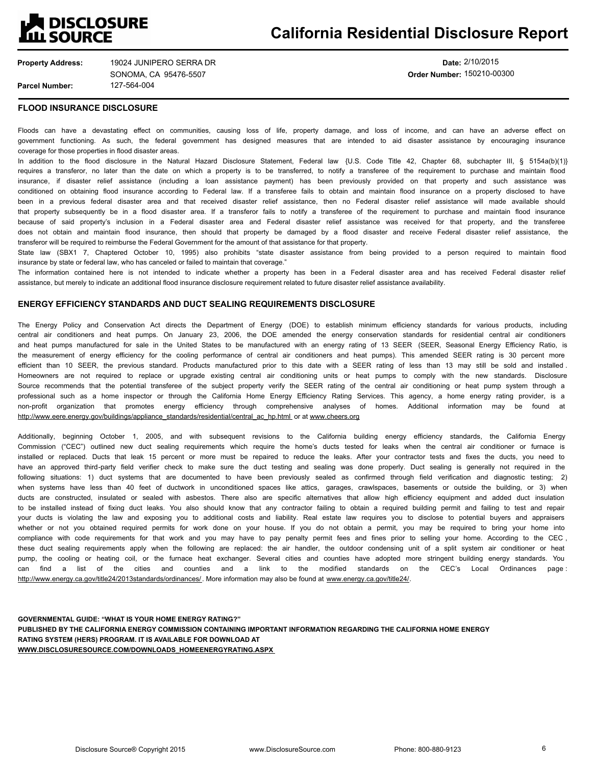# California Residential Disclosure Report

**Property Address:** 19024 JUNIPERO SERRA DR
SONOMA, CA 95476-5507

**Parcel Number:** 127-564-004

**Date:** 2/10/2015

**Order Number:** 150210-00300

## FLOOD INSURANCE DISCLOSURE

Floods can have a devastating effect on communities, causing loss of life, property damage, and loss of income, and can have an adverse effect on government functioning. As such, the federal government has designed measures that are intended to aid disaster assistance by encouraging insurance coverage for those properties in flood disaster areas.

In addition to the flood disclosure in the Natural Hazard Disclosure Statement, Federal law {U.S. Code Title 42, Chapter 68, subchapter III, § 5154a(b)(1)} requires a transferor, no later than the date on which a property is to be transferred, to notify a transferee of the requirement to purchase and maintain flood insurance, if disaster relief assistance (including a loan assistance payment) has been previously provided on that property and such assistance was conditioned on obtaining flood insurance according to Federal law. If a transferee fails to obtain and maintain flood insurance on a property disclosed to have been in a previous federal disaster area and that received disaster relief assistance, then no Federal disaster relief assistance will made available should that property subsequently be in a flood disaster area. If a transferor fails to notify a transferee of the requirement to purchase and maintain flood insurance because of said property's inclusion in a Federal disaster area and Federal disaster relief assistance was received for that property, and the transferee does not obtain and maintain flood insurance, then should that property be damaged by a flood disaster and receive Federal disaster relief assistance, the transferor will be required to reimburse the Federal Government for the amount of that assistance for that property.

State law (SBX1 7, Chaptered October 10, 1995) also prohibits "state disaster assistance from being provided to a person required to maintain flood insurance by state or federal law, who has canceled or failed to maintain that coverage."

The information contained here is not intended to indicate whether a property has been in a Federal disaster area and has received Federal disaster relief assistance, but merely to indicate an additional flood insurance disclosure requirement related to future disaster relief assistance availability.

## ENERGY EFFICIENCY STANDARDS AND DUCT SEALING REQUIREMENTS DISCLOSURE

The Energy Policy and Conservation Act directs the Department of Energy (DOE) to establish minimum efficiency standards for various products, including central air conditioners and heat pumps. On January 23, 2006, the DOE amended the energy conservation standards for residential central air conditioners and heat pumps manufactured for sale in the United States to be manufactured with an energy rating of 13 SEER (SEER, Seasonal Energy Efficiency Ratio, is the measurement of energy efficiency for the cooling performance of central air conditioners and heat pumps). This amended SEER rating is 30 percent more efficient than 10 SEER, the previous standard. Products manufactured prior to this date with a SEER rating of less than 13 may still be sold and installed. Homeowners are not required to replace or upgrade existing central air conditioning units or heat pumps to comply with the new standards. Disclosure Source recommends that the potential transferee of the subject property verify the SEER rating of the central air conditioning or heat pump system through a professional such as a home inspector or through the California Home Energy Efficiency Rating Services. This agency, a home energy rating provider, is a non-profit organization that promotes energy efficiency through comprehensive analyses of homes. Additional information may be found at http://www.eere.energy.gov/buildings/appliance_standards/residential/central_ac_hp.html or at www.cheers.org

Additionally, beginning October 1, 2005, and with subsequent revisions to the California building energy efficiency standards, the California Energy Commission ("CEC") outlined new duct sealing requirements which require the home's ducts tested for leaks when the central air conditioner or furnace is installed or replaced. Ducts that leak 15 percent or more must be repaired to reduce the leaks. After your contractor tests and fixes the ducts, you need to have an approved third-party field verifier check to make sure the duct testing and sealing was done properly. Duct sealing is generally not required in the following situations: 1) duct systems that are documented to have been previously sealed as confirmed through field verification and diagnostic testing; 2) when systems have less than 40 feet of ductwork in unconditioned spaces like attics, garages, crawlspaces, basements or outside the building, or 3) when ducts are constructed, insulated or sealed with asbestos. There also are specific alternatives that allow high efficiency equipment and added duct insulation to be installed instead of fixing duct leaks. You also should know that any contractor failing to obtain a required building permit and failing to test and repair your ducts is violating the law and exposing you to additional costs and liability. Real estate law requires you to disclose to potential buyers and appraisers whether or not you obtained required permits for work done on your house. If you do not obtain a permit, you may be required to bring your home into compliance with code requirements for that work and you may have to pay penalty permit fees and fines prior to selling your home. According to the CEC, these duct sealing requirements apply when the following are replaced: the air handler, the outdoor condensing unit of a split system air conditioner or heat pump, the cooling or heating coil, or the furnace heat exchanger. Several cities and counties have adopted more stringent building energy standards. You can find a list of the cities and counties and a link to the modified standards on the CEC's Local Ordinances page: http://www.energy.ca.gov/title24/2013standards/ordinances/. More information may also be found at www.energy.ca.gov/title24/.

**GOVERNMENTAL GUIDE: "WHAT IS YOUR HOME ENERGY RATING?"**
**PUBLISHED BY THE CALIFORNIA ENERGY COMMISSION CONTAINING IMPORTANT INFORMATION REGARDING THE CALIFORNIA HOME ENERGY RATING SYSTEM (HERS) PROGRAM. IT IS AVAILABLE FOR DOWNLOAD AT WWW.DISCLOSURESOURCE.COM/DOWNLOADS_HOMEENERGYRATING.ASPX**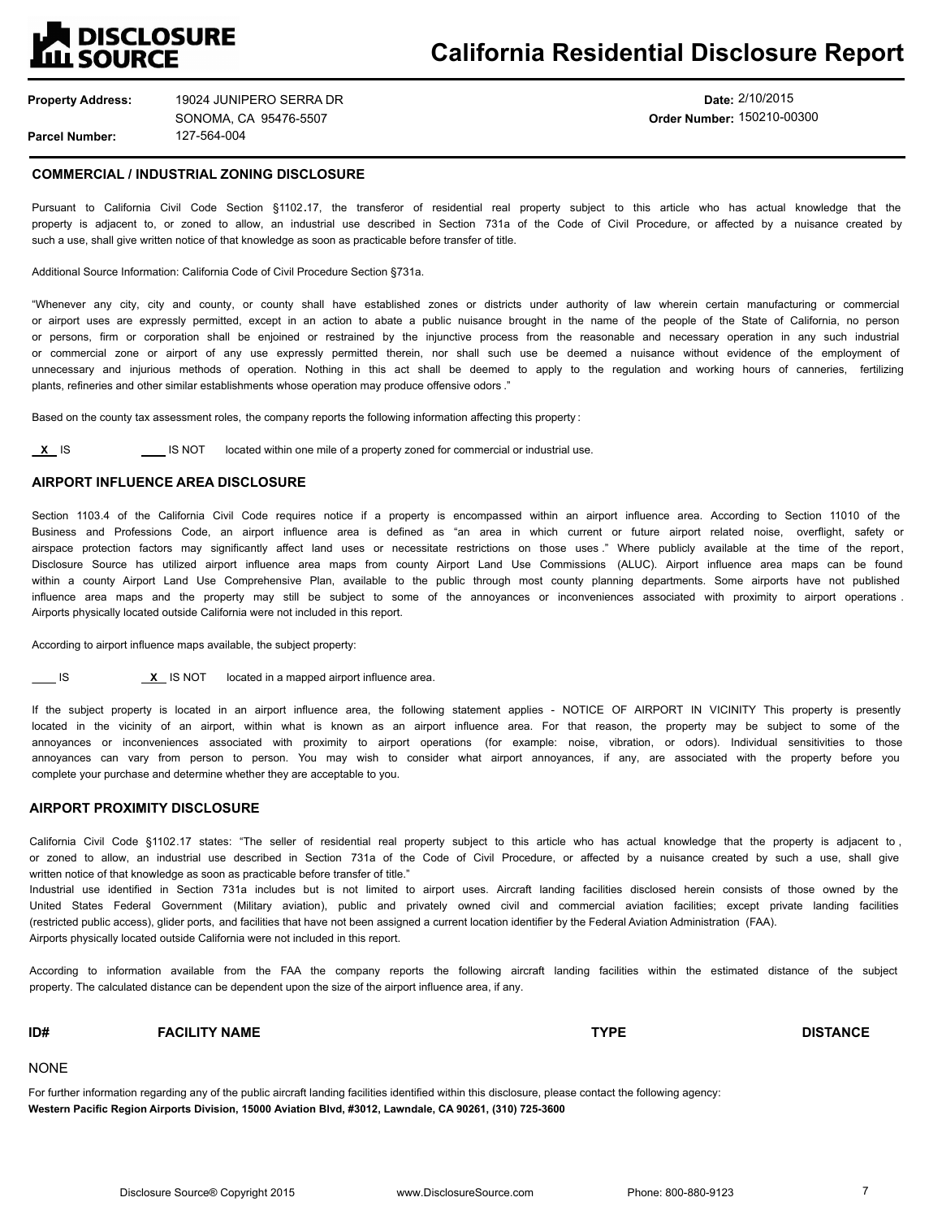# DISCLOSURE SOURCE

# California Residential Disclosure Report

**Property Address:** 19024 JUNIPERO SERRA DR
SONOMA, CA 95476-5507

**Parcel Number:** 127-564-004

**Date:** 2/10/2015

**Order Number:** 150210-00300

## COMMERCIAL / INDUSTRIAL ZONING DISCLOSURE

Pursuant to California Civil Code Section §1102.17, the transferor of residential real property subject to this article who has actual knowledge that the property is adjacent to, or zoned to allow, an industrial use described in Section 731a of the Code of Civil Procedure, or affected by a nuisance created by such a use, shall give written notice of that knowledge as soon as practicable before transfer of title.

Additional Source Information: California Code of Civil Procedure Section §731a.

"Whenever any city, city and county, or county shall have established zones or districts under authority of law wherein certain manufacturing or commercial or airport uses are expressly permitted, except in an action to abate a public nuisance brought in the name of the people of the State of California, no person or persons, firm or corporation shall be enjoined or restrained by the injunctive process from the reasonable and necessary operation in any such industrial or commercial zone or airport of any use expressly permitted therein, nor shall such use be deemed a nuisance without evidence of the employment of unnecessary and injurious methods of operation. Nothing in this act shall be deemed to apply to the regulation and working hours of canneries, fertilizing plants, refineries and other similar establishments whose operation may produce offensive odors."

Based on the county tax assessment roles, the company reports the following information affecting this property:

__X__ IS ____ IS NOT located within one mile of a property zoned for commercial or industrial use.

## AIRPORT INFLUENCE AREA DISCLOSURE

Section 1103.4 of the California Civil Code requires notice if a property is encompassed within an airport influence area. According to Section 11010 of the Business and Professions Code, an airport influence area is defined as "an area in which current or future airport related noise, overflight, safety or airspace protection factors may significantly affect land uses or necessitate restrictions on those uses." Where publicly available at the time of the report, Disclosure Source has utilized airport influence area maps from county Airport Land Use Commissions (ALUC). Airport influence area maps can be found within a county Airport Land Use Comprehensive Plan, available to the public through most county planning departments. Some airports have not published influence area maps and the property may still be subject to some of the annoyances or inconveniences associated with proximity to airport operations. Airports physically located outside California were not included in this report.

According to airport influence maps available, the subject property:

____ IS __X__ IS NOT located in a mapped airport influence area.

If the subject property is located in an airport influence area, the following statement applies - NOTICE OF AIRPORT IN VICINITY This property is presently located in the vicinity of an airport, within what is known as an airport influence area. For that reason, the property may be subject to some of the annoyances or inconveniences associated with proximity to airport operations (for example: noise, vibration, or odors). Individual sensitivities to those annoyances can vary from person to person. You may wish to consider what airport annoyances, if any, are associated with the property before you complete your purchase and determine whether they are acceptable to you.

## AIRPORT PROXIMITY DISCLOSURE

California Civil Code §1102.17 states: "The seller of residential real property subject to this article who has actual knowledge that the property is adjacent to, or zoned to allow, an industrial use described in Section 731a of the Code of Civil Procedure, or affected by a nuisance created by such a use, shall give written notice of that knowledge as soon as practicable before transfer of title."

Industrial use identified in Section 731a includes but is not limited to airport uses. Aircraft landing facilities disclosed herein consists of those owned by the United States Federal Government (Military aviation), public and privately owned civil and commercial aviation facilities; except private landing facilities (restricted public access), glider ports, and facilities that have not been assigned a current location identifier by the Federal Aviation Administration (FAA).

Airports physically located outside California were not included in this report.

According to information available from the FAA the company reports the following aircraft landing facilities within the estimated distance of the subject property. The calculated distance can be dependent upon the size of the airport influence area, if any.

| ID# | FACILITY NAME | TYPE | DISTANCE |
|---|---|---|---|
| NONE | | | |

For further information regarding any of the public aircraft landing facilities identified within this disclosure, please contact the following agency:

**Western Pacific Region Airports Division, 15000 Aviation Blvd, #3012, Lawndale, CA 90261, (310) 725-3600**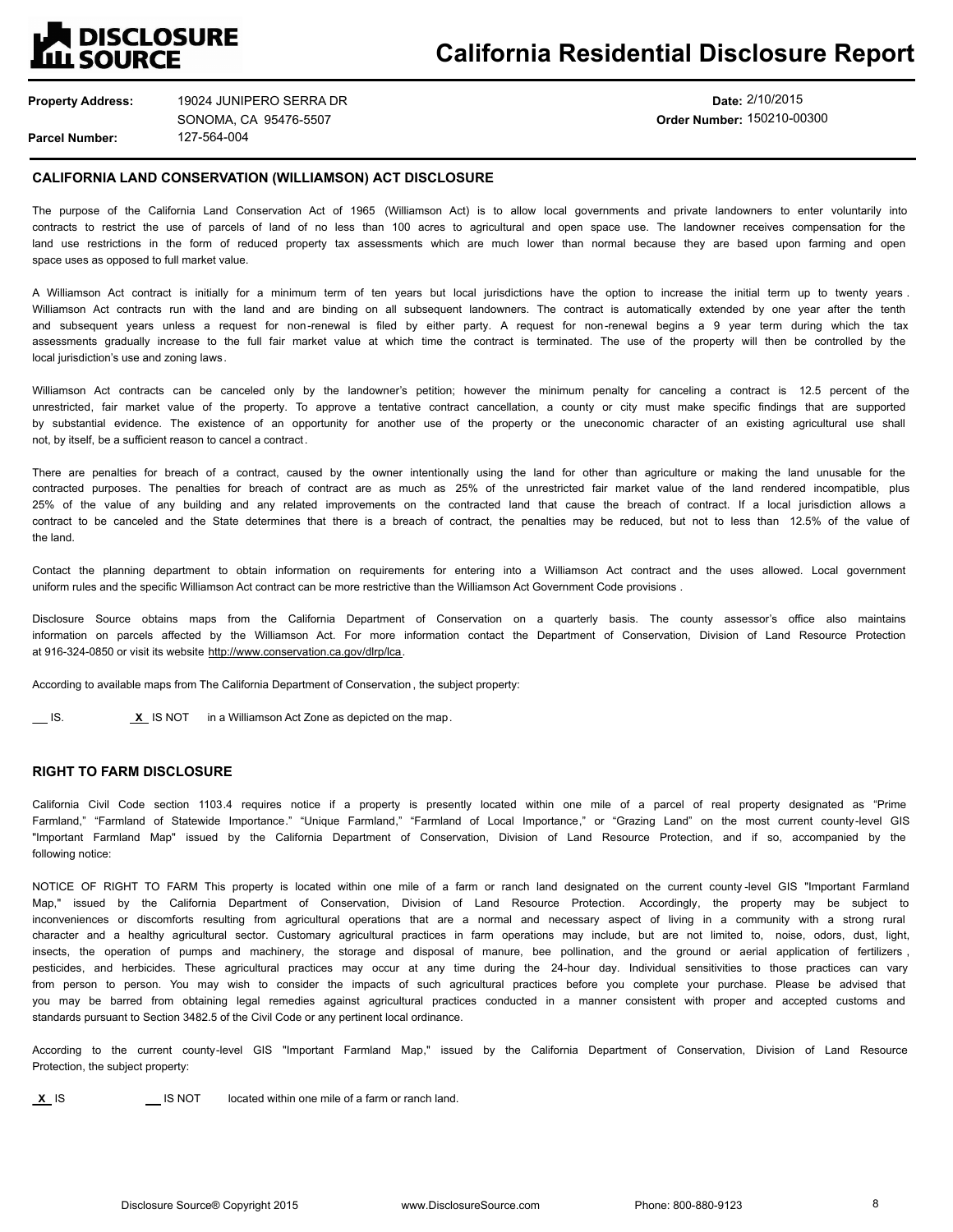# California Residential Disclosure Report

**Property Address:** 19024 JUNIPERO SERRA DR
SONOMA, CA 95476-5507

**Parcel Number:** 127-564-004

**Date:** 2/10/2015

**Order Number:** 150210-00300

## CALIFORNIA LAND CONSERVATION (WILLIAMSON) ACT DISCLOSURE

The purpose of the California Land Conservation Act of 1965 (Williamson Act) is to allow local governments and private landowners to enter voluntarily into contracts to restrict the use of parcels of land of no less than 100 acres to agricultural and open space use. The landowner receives compensation for the land use restrictions in the form of reduced property tax assessments which are much lower than normal because they are based upon farming and open space uses as opposed to full market value.

A Williamson Act contract is initially for a minimum term of ten years but local jurisdictions have the option to increase the initial term up to twenty years. Williamson Act contracts run with the land and are binding on all subsequent landowners. The contract is automatically extended by one year after the tenth and subsequent years unless a request for non-renewal is filed by either party. A request for non-renewal begins a 9 year term during which the tax assessments gradually increase to the full fair market value at which time the contract is terminated. The use of the property will then be controlled by the local jurisdiction's use and zoning laws.

Williamson Act contracts can be canceled only by the landowner's petition; however the minimum penalty for canceling a contract is 12.5 percent of the unrestricted, fair market value of the property. To approve a tentative contract cancellation, a county or city must make specific findings that are supported by substantial evidence. The existence of an opportunity for another use of the property or the uneconomic character of an existing agricultural use shall not, by itself, be a sufficient reason to cancel a contract.

There are penalties for breach of a contract, caused by the owner intentionally using the land for other than agriculture or making the land unusable for the contracted purposes. The penalties for breach of contract are as much as 25% of the unrestricted fair market value of the land rendered incompatible, plus 25% of the value of any building and any related improvements on the contracted land that cause the breach of contract. If a local jurisdiction allows a contract to be canceled and the State determines that there is a breach of contract, the penalties may be reduced, but not to less than 12.5% of the value of the land.

Contact the planning department to obtain information on requirements for entering into a Williamson Act contract and the uses allowed. Local government uniform rules and the specific Williamson Act contract can be more restrictive than the Williamson Act Government Code provisions.

Disclosure Source obtains maps from the California Department of Conservation on a quarterly basis. The county assessor's office also maintains information on parcels affected by the Williamson Act. For more information contact the Department of Conservation, Division of Land Resource Protection at 916-324-0850 or visit its website http://www.conservation.ca.gov/dlrp/lca.

According to available maps from The California Department of Conservation, the subject property:

\_\_ IS. **X** IS NOT in a Williamson Act Zone as depicted on the map.

## RIGHT TO FARM DISCLOSURE

California Civil Code section 1103.4 requires notice if a property is presently located within one mile of a parcel of real property designated as "Prime Farmland," "Farmland of Statewide Importance." "Unique Farmland," "Farmland of Local Importance," or "Grazing Land" on the most current county-level GIS "Important Farmland Map" issued by the California Department of Conservation, Division of Land Resource Protection, and if so, accompanied by the following notice:

NOTICE OF RIGHT TO FARM This property is located within one mile of a farm or ranch land designated on the current county-level GIS "Important Farmland Map," issued by the California Department of Conservation, Division of Land Resource Protection. Accordingly, the property may be subject to inconveniences or discomforts resulting from agricultural operations that are a normal and necessary aspect of living in a community with a strong rural character and a healthy agricultural sector. Customary agricultural practices in farm operations may include, but are not limited to, noise, odors, dust, light, insects, the operation of pumps and machinery, the storage and disposal of manure, bee pollination, and the ground or aerial application of fertilizers, pesticides, and herbicides. These agricultural practices may occur at any time during the 24-hour day. Individual sensitivities to those practices can vary from person to person. You may wish to consider the impacts of such agricultural practices before you complete your purchase. Please be advised that you may be barred from obtaining legal remedies against agricultural practices conducted in a manner consistent with proper and accepted customs and standards pursuant to Section 3482.5 of the Civil Code or any pertinent local ordinance.

According to the current county-level GIS "Important Farmland Map," issued by the California Department of Conservation, Division of Land Resource Protection, the subject property:

**X** IS \_\_ IS NOT located within one mile of a farm or ranch land.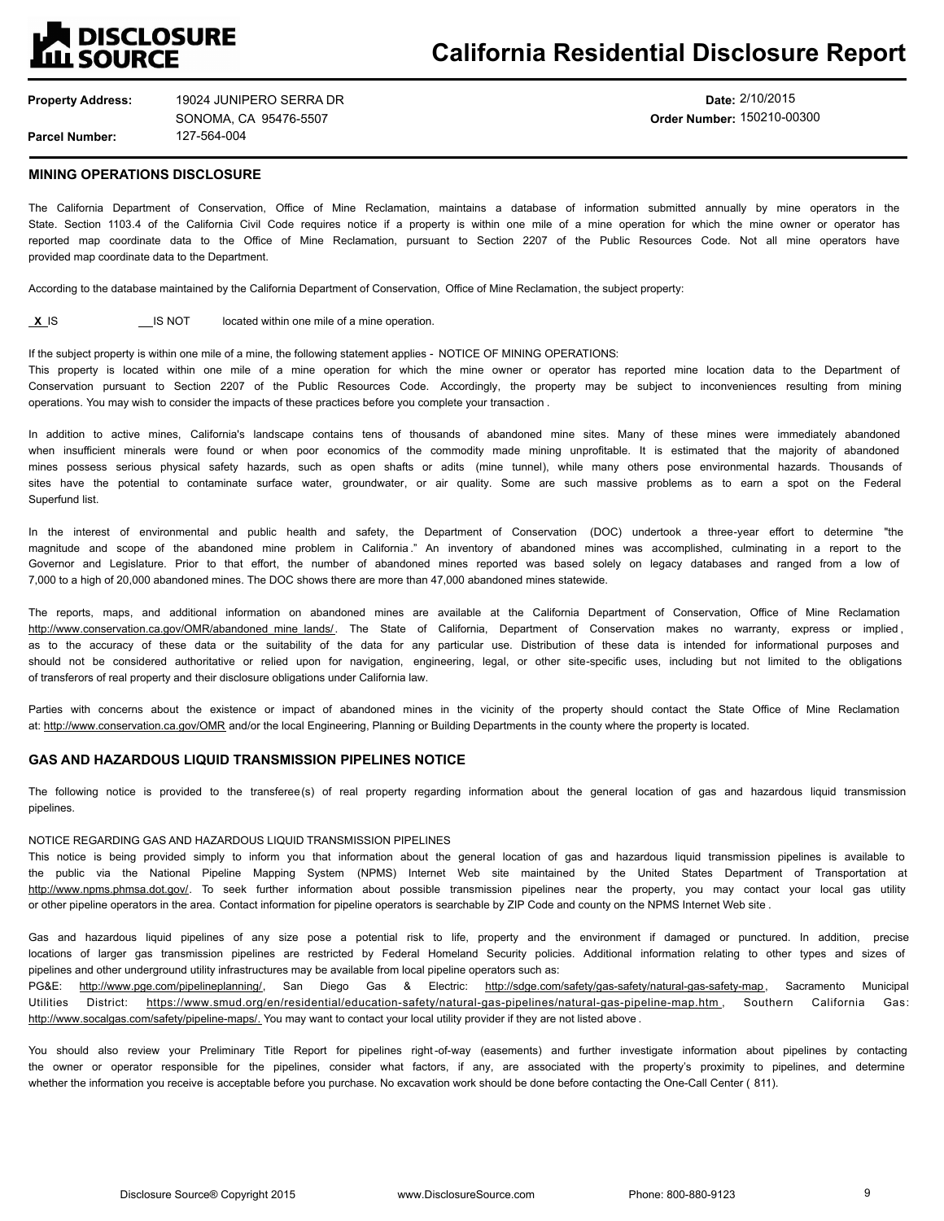**DISCLOSURE SOURCE**

# California Residential Disclosure Report

**Property Address:** 19024 JUNIPERO SERRA DR
SONOMA, CA 95476-5507

**Parcel Number:** 127-564-004

**Date:** 2/10/2015

**Order Number:** 150210-00300

## MINING OPERATIONS DISCLOSURE

The California Department of Conservation, Office of Mine Reclamation, maintains a database of information submitted annually by mine operators in the State. Section 1103.4 of the California Civil Code requires notice if a property is within one mile of a mine operation for which the mine owner or operator has reported map coordinate data to the Office of Mine Reclamation, pursuant to Section 2207 of the Public Resources Code. Not all mine operators have provided map coordinate data to the Department.

According to the database maintained by the California Department of Conservation, Office of Mine Reclamation, the subject property:

_X_ IS    __IS NOT    located within one mile of a mine operation.

If the subject property is within one mile of a mine, the following statement applies - NOTICE OF MINING OPERATIONS:
This property is located within one mile of a mine operation for which the mine owner or operator has reported mine location data to the Department of Conservation pursuant to Section 2207 of the Public Resources Code. Accordingly, the property may be subject to inconveniences resulting from mining operations. You may wish to consider the impacts of these practices before you complete your transaction.

In addition to active mines, California's landscape contains tens of thousands of abandoned mine sites. Many of these mines were immediately abandoned when insufficient minerals were found or when poor economics of the commodity made mining unprofitable. It is estimated that the majority of abandoned mines possess serious physical safety hazards, such as open shafts or adits (mine tunnel), while many others pose environmental hazards. Thousands of sites have the potential to contaminate surface water, groundwater, or air quality. Some are such massive problems as to earn a spot on the Federal Superfund list.

In the interest of environmental and public health and safety, the Department of Conservation (DOC) undertook a three-year effort to determine "the magnitude and scope of the abandoned mine problem in California." An inventory of abandoned mines was accomplished, culminating in a report to the Governor and Legislature. Prior to that effort, the number of abandoned mines reported was based solely on legacy databases and ranged from a low of 7,000 to a high of 20,000 abandoned mines. The DOC shows there are more than 47,000 abandoned mines statewide.

The reports, maps, and additional information on abandoned mines are available at the California Department of Conservation, Office of Mine Reclamation http://www.conservation.ca.gov/OMR/abandoned_mine_lands/. The State of California, Department of Conservation makes no warranty, express or implied, as to the accuracy of these data or the suitability of the data for any particular use. Distribution of these data is intended for informational purposes and should not be considered authoritative or relied upon for navigation, engineering, legal, or other site-specific uses, including but not limited to the obligations of transferors of real property and their disclosure obligations under California law.

Parties with concerns about the existence or impact of abandoned mines in the vicinity of the property should contact the State Office of Mine Reclamation at: http://www.conservation.ca.gov/OMR and/or the local Engineering, Planning or Building Departments in the county where the property is located.

## GAS AND HAZARDOUS LIQUID TRANSMISSION PIPELINES NOTICE

The following notice is provided to the transferee(s) of real property regarding information about the general location of gas and hazardous liquid transmission pipelines.

NOTICE REGARDING GAS AND HAZARDOUS LIQUID TRANSMISSION PIPELINES
This notice is being provided simply to inform you that information about the general location of gas and hazardous liquid transmission pipelines is available to the public via the National Pipeline Mapping System (NPMS) Internet Web site maintained by the United States Department of Transportation at http://www.npms.phmsa.dot.gov/. To seek further information about possible transmission pipelines near the property, you may contact your local gas utility or other pipeline operators in the area. Contact information for pipeline operators is searchable by ZIP Code and county on the NPMS Internet Web site.

Gas and hazardous liquid pipelines of any size pose a potential risk to life, property and the environment if damaged or punctured. In addition, precise locations of larger gas transmission pipelines are restricted by Federal Homeland Security policies. Additional information relating to other types and sizes of pipelines and other underground utility infrastructures may be available from local pipeline operators such as:
PG&E: http://www.pge.com/pipelineplanning/, San Diego Gas & Electric: http://sdge.com/safety/gas-safety/natural-gas-safety-map, Sacramento Municipal Utilities District: https://www.smud.org/en/residential/education-safety/natural-gas-pipelines/natural-gas-pipeline-map.htm, Southern California Gas: http://www.socalgas.com/safety/pipeline-maps/. You may want to contact your local utility provider if they are not listed above.

You should also review your Preliminary Title Report for pipelines right-of-way (easements) and further investigate information about pipelines by contacting the owner or operator responsible for the pipelines, consider what factors, if any, are associated with the property's proximity to pipelines, and determine whether the information you receive is acceptable before you purchase. No excavation work should be done before contacting the One-Call Center (811).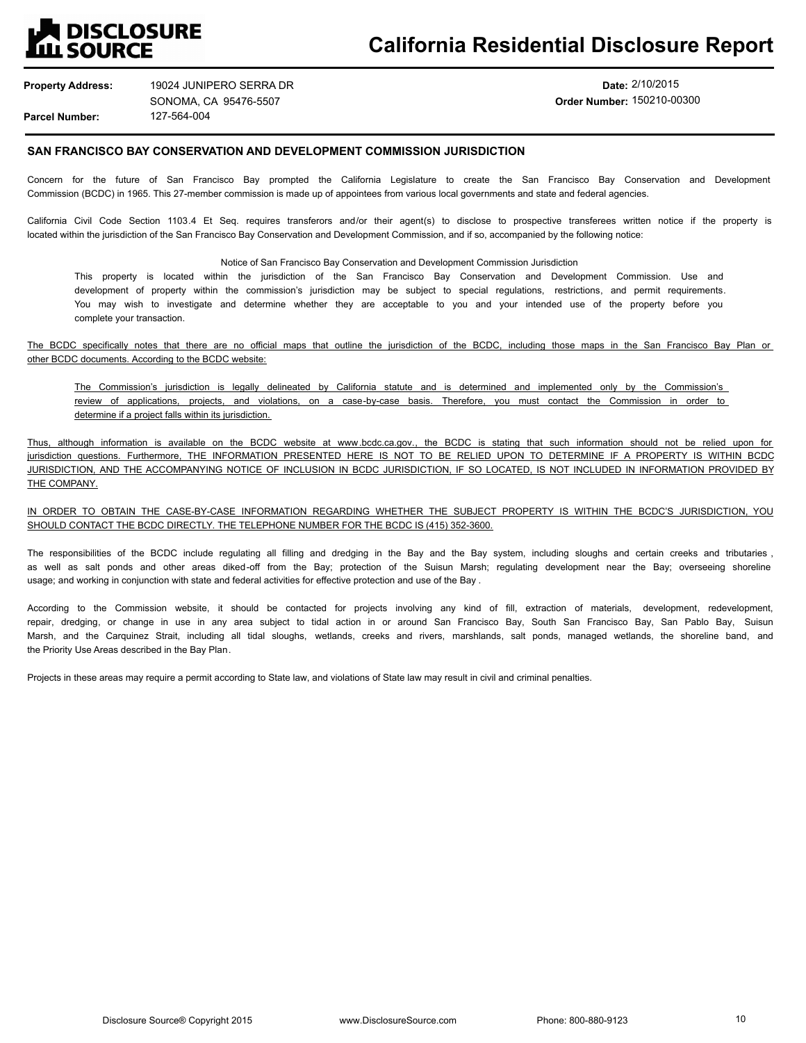# California Residential Disclosure Report

**Property Address:** 19024 JUNIPERO SERRA DR
SONOMA, CA 95476-5507

**Parcel Number:** 127-564-004

**Date:** 2/10/2015

**Order Number:** 150210-00300

## SAN FRANCISCO BAY CONSERVATION AND DEVELOPMENT COMMISSION JURISDICTION

Concern for the future of San Francisco Bay prompted the California Legislature to create the San Francisco Bay Conservation and Development Commission (BCDC) in 1965. This 27-member commission is made up of appointees from various local governments and state and federal agencies.

California Civil Code Section 1103.4 Et Seq. requires transferors and/or their agent(s) to disclose to prospective transferees written notice if the property is located within the jurisdiction of the San Francisco Bay Conservation and Development Commission, and if so, accompanied by the following notice:

> Notice of San Francisco Bay Conservation and Development Commission Jurisdiction
>
> This property is located within the jurisdiction of the San Francisco Bay Conservation and Development Commission. Use and development of property within the commission's jurisdiction may be subject to special regulations, restrictions, and permit requirements. You may wish to investigate and determine whether they are acceptable to you and your intended use of the property before you complete your transaction.

The BCDC specifically notes that there are no official maps that outline the jurisdiction of the BCDC, including those maps in the San Francisco Bay Plan or other BCDC documents. According to the BCDC website:

> The Commission's jurisdiction is legally delineated by California statute and is determined and implemented only by the Commission's review of applications, projects, and violations, on a case-by-case basis. Therefore, you must contact the Commission in order to determine if a project falls within its jurisdiction.

Thus, although information is available on the BCDC website at www.bcdc.ca.gov., the BCDC is stating that such information should not be relied upon for jurisdiction questions. Furthermore, THE INFORMATION PRESENTED HERE IS NOT TO BE RELIED UPON TO DETERMINE IF A PROPERTY IS WITHIN BCDC JURISDICTION, AND THE ACCOMPANYING NOTICE OF INCLUSION IN BCDC JURISDICTION, IF SO LOCATED, IS NOT INCLUDED IN INFORMATION PROVIDED BY THE COMPANY.

IN ORDER TO OBTAIN THE CASE-BY-CASE INFORMATION REGARDING WHETHER THE SUBJECT PROPERTY IS WITHIN THE BCDC'S JURISDICTION, YOU SHOULD CONTACT THE BCDC DIRECTLY. THE TELEPHONE NUMBER FOR THE BCDC IS (415) 352-3600.

The responsibilities of the BCDC include regulating all filling and dredging in the Bay and the Bay system, including sloughs and certain creeks and tributaries, as well as salt ponds and other areas diked-off from the Bay; protection of the Suisun Marsh; regulating development near the Bay; overseeing shoreline usage; and working in conjunction with state and federal activities for effective protection and use of the Bay.

According to the Commission website, it should be contacted for projects involving any kind of fill, extraction of materials, development, redevelopment, repair, dredging, or change in use in any area subject to tidal action in or around San Francisco Bay, South San Francisco Bay, San Pablo Bay, Suisun Marsh, and the Carquinez Strait, including all tidal sloughs, wetlands, creeks and rivers, marshlands, salt ponds, managed wetlands, the shoreline band, and the Priority Use Areas described in the Bay Plan.

Projects in these areas may require a permit according to State law, and violations of State law may result in civil and criminal penalties.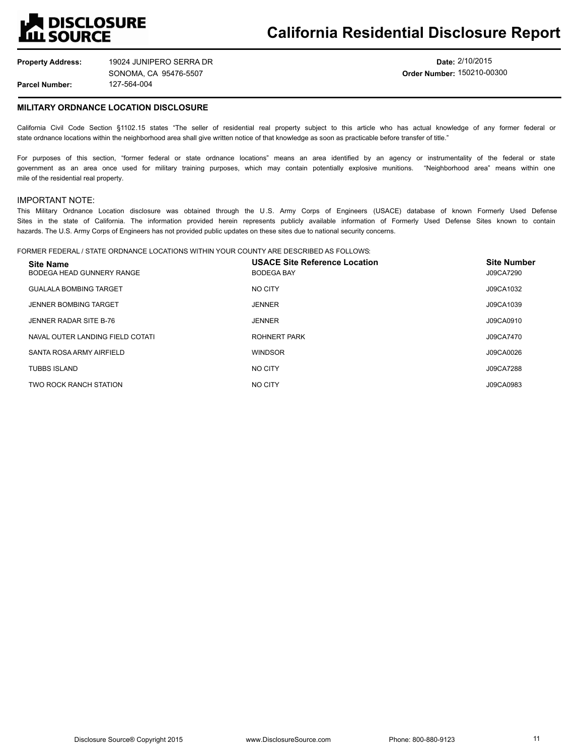# California Residential Disclosure Report

**Property Address:** 19024 JUNIPERO SERRA DR
SONOMA, CA 95476-5507

**Parcel Number:** 127-564-004

**Date:** 2/10/2015

**Order Number:** 150210-00300

## MILITARY ORDNANCE LOCATION DISCLOSURE

California Civil Code Section §1102.15 states "The seller of residential real property subject to this article who has actual knowledge of any former federal or state ordnance locations within the neighborhood area shall give written notice of that knowledge as soon as practicable before transfer of title."

For purposes of this section, "former federal or state ordnance locations" means an area identified by an agency or instrumentality of the federal or state government as an area once used for military training purposes, which may contain potentially explosive munitions. "Neighborhood area" means within one mile of the residential real property.

IMPORTANT NOTE:

This Military Ordnance Location disclosure was obtained through the U.S. Army Corps of Engineers (USACE) database of known Formerly Used Defense Sites in the state of California. The information provided herein represents publicly available information of Formerly Used Defense Sites known to contain hazards. The U.S. Army Corps of Engineers has not provided public updates on these sites due to national security concerns.

FORMER FEDERAL / STATE ORDNANCE LOCATIONS WITHIN YOUR COUNTY ARE DESCRIBED AS FOLLOWS:

| Site Name | USACE Site Reference Location | Site Number |
|---|---|---|
| BODEGA HEAD GUNNERY RANGE | BODEGA BAY | J09CA7290 |
| GUALALA BOMBING TARGET | NO CITY | J09CA1032 |
| JENNER BOMBING TARGET | JENNER | J09CA1039 |
| JENNER RADAR SITE B-76 | JENNER | J09CA0910 |
| NAVAL OUTER LANDING FIELD COTATI | ROHNERT PARK | J09CA7470 |
| SANTA ROSA ARMY AIRFIELD | WINDSOR | J09CA0026 |
| TUBBS ISLAND | NO CITY | J09CA7288 |
| TWO ROCK RANCH STATION | NO CITY | J09CA0983 |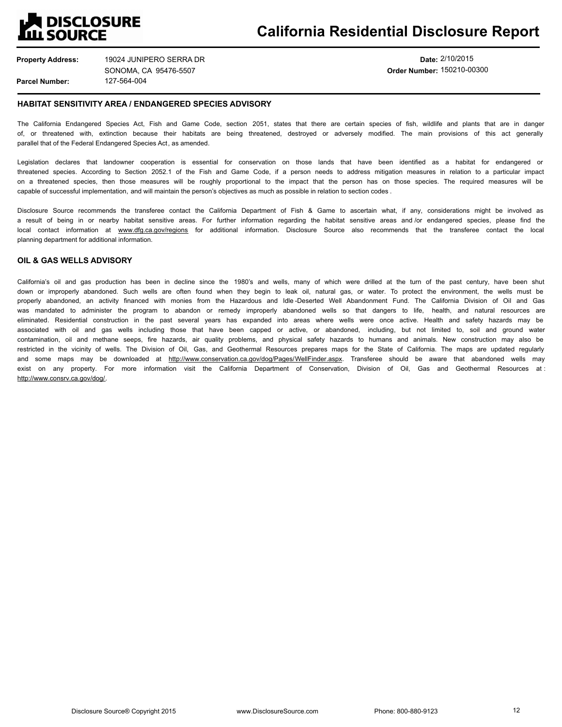# California Residential Disclosure Report

**Property Address:** 19024 JUNIPERO SERRA DR
SONOMA, CA 95476-5507

**Parcel Number:** 127-564-004

**Date:** 2/10/2015

**Order Number:** 150210-00300

## HABITAT SENSITIVITY AREA / ENDANGERED SPECIES ADVISORY

The California Endangered Species Act, Fish and Game Code, section 2051, states that there are certain species of fish, wildlife and plants that are in danger of, or threatened with, extinction because their habitats are being threatened, destroyed or adversely modified. The main provisions of this act generally parallel that of the Federal Endangered Species Act, as amended.

Legislation declares that landowner cooperation is essential for conservation on those lands that have been identified as a habitat for endangered or threatened species. According to Section 2052.1 of the Fish and Game Code, if a person needs to address mitigation measures in relation to a particular impact on a threatened species, then those measures will be roughly proportional to the impact that the person has on those species. The required measures will be capable of successful implementation, and will maintain the person's objectives as much as possible in relation to section codes .

Disclosure Source recommends the transferee contact the California Department of Fish & Game to ascertain what, if any, considerations might be involved as a result of being in or nearby habitat sensitive areas. For further information regarding the habitat sensitive areas and /or endangered species, please find the local contact information at www.dfg.ca.gov/regions for additional information. Disclosure Source also recommends that the transferee contact the local planning department for additional information.

## OIL & GAS WELLS ADVISORY

California's oil and gas production has been in decline since the 1980's and wells, many of which were drilled at the turn of the past century, have been shut down or improperly abandoned. Such wells are often found when they begin to leak oil, natural gas, or water. To protect the environment, the wells must be properly abandoned, an activity financed with monies from the Hazardous and Idle-Deserted Well Abandonment Fund. The California Division of Oil and Gas was mandated to administer the program to abandon or remedy improperly abandoned wells so that dangers to life, health, and natural resources are eliminated. Residential construction in the past several years has expanded into areas where wells were once active. Health and safety hazards may be associated with oil and gas wells including those that have been capped or active, or abandoned, including, but not limited to, soil and ground water contamination, oil and methane seeps, fire hazards, air quality problems, and physical safety hazards to humans and animals. New construction may also be restricted in the vicinity of wells. The Division of Oil, Gas, and Geothermal Resources prepares maps for the State of California. The maps are updated regularly and some maps may be downloaded at http://www.conservation.ca.gov/dog/Pages/WellFinder.aspx. Transferee should be aware that abandoned wells may exist on any property. For more information visit the California Department of Conservation, Division of Oil, Gas and Geothermal Resources at: http://www.consrv.ca.gov/dog/.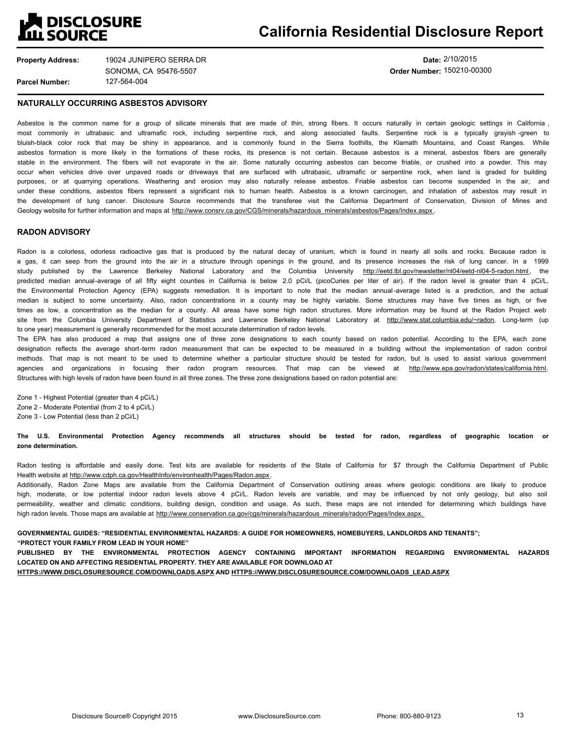**DISCLOSURE SOURCE**

# California Residential Disclosure Report

| | | | |
|---|---|---|---|
| **Property Address:** | 19024 JUNIPERO SERRA DR<br>SONOMA, CA 95476-5507 | **Date:** | 2/10/2015 |
| **Parcel Number:** | 127-564-004 | **Order Number:** | 150210-00300 |

## NATURALLY OCCURRING ASBESTOS ADVISORY

Asbestos is the common name for a group of silicate minerals that are made of thin, strong fibers. It occurs naturally in certain geologic settings in California, most commonly in ultrabasic and ultramafic rock, including serpentine rock, and along associated faults. Serpentine rock is a typically grayish-green to bluish-black color rock that may be shiny in appearance, and is commonly found in the Sierra foothills, the Klamath Mountains, and Coast Ranges. While asbestos formation is more likely in the formations of these rocks, its presence is not certain. Because asbestos is a mineral, asbestos fibers are generally stable in the environment. The fibers will not evaporate in the air. Some naturally occurring asbestos can become friable, or crushed into a powder. This may occur when vehicles drive over unpaved roads or driveways that are surfaced with ultrabasic, ultramafic or serpentine rock, when land is graded for building purposes, or at quarrying operations. Weathering and erosion may also naturally release asbestos. Friable asbestos can become suspended in the air, and under these conditions, asbestos fibers represent a significant risk to human health. Asbestos is a known carcinogen, and inhalation of asbestos may result in the development of lung cancer. Disclosure Source recommends that the transferee visit the California Department of Conservation, Division of Mines and Geology website for further information and maps at http://www.consrv.ca.gov/CGS/minerals/hazardous_minerals/asbestos/Pages/Index.aspx.

## RADON ADVISORY

Radon is a colorless, odorless radioactive gas that is produced by the natural decay of uranium, which is found in nearly all soils and rocks. Because radon is a gas, it can seep from the ground into the air in a structure through openings in the ground, and its presence increases the risk of lung cancer. In a 1999 study published by the Lawrence Berkeley National Laboratory and the Columbia University http://eetd.lbl.gov/newsletter/nl04/eetd-nl04-5-radon.html, the predicted median annual-average of all fifty eight counties in California is below 2.0 pCi/L (picoCuries per liter of air). If the radon level is greater than 4 pCi/L, the Environmental Protection Agency (EPA) suggests remediation. It is important to note that the median annual-average listed is a prediction, and the actual median is subject to some uncertainty. Also, radon concentrations in a county may be highly variable. Some structures may have five times as high, or five times as low, a concentration as the median for a county. All areas have some high radon structures. More information may be found at the Radon Project web site from the Columbia University Department of Statistics and Lawrence Berkeley National Laboratory at http://www.stat.columbia.edu/~radon. Long-term (up to one year) measurement is generally recommended for the most accurate determination of radon levels.

The EPA has also produced a map that assigns one of three zone designations to each county based on radon potential. According to the EPA, each zone designation reflects the average short-term radon measurement that can be expected to be measured in a building without the implementation of radon control methods. That map is not meant to be used to determine whether a particular structure should be tested for radon, but is used to assist various government agencies and organizations in focusing their radon program resources. That map can be viewed at http://www.epa.gov/radon/states/california.html. Structures with high levels of radon have been found in all three zones. The three zone designations based on radon potential are:

Zone 1 - Highest Potential (greater than 4 pCi/L)
Zone 2 - Moderate Potential (from 2 to 4 pCi/L)
Zone 3 - Low Potential (less than 2 pCi/L)

**The U.S. Environmental Protection Agency recommends all structures should be tested for radon, regardless of geographic location or zone determination.**

Radon testing is affordable and easily done. Test kits are available for residents of the State of California for $7 through the California Department of Public Health website at http://www.cdph.ca.gov/HealthInfo/environhealth/Pages/Radon.aspx.

Additionally, Radon Zone Maps are available from the California Department of Conservation outlining areas where geologic conditions are likely to produce high, moderate, or low potential indoor radon levels above 4 pCi/L. Radon levels are variable, and may be influenced by not only geology, but also soil permeability, weather and climatic conditions, building design, condition and usage. As such, these maps are not intended for determining which buildings have high radon levels. Those maps are available at http://www.conservation.ca.gov/cgs/minerals/hazardous_minerals/radon/Pages/Index.aspx.

**GOVERNMENTAL GUIDES: "RESIDENTIAL ENVIRONMENTAL HAZARDS: A GUIDE FOR HOMEOWNERS, HOMEBUYERS, LANDLORDS AND TENANTS"; "PROTECT YOUR FAMILY FROM LEAD IN YOUR HOME" PUBLISHED BY THE ENVIRONMENTAL PROTECTION AGENCY CONTAINING IMPORTANT INFORMATION REGARDING ENVIRONMENTAL HAZARDS LOCATED ON AND AFFECTING RESIDENTIAL PROPERTY. THEY ARE AVAILABLE FOR DOWNLOAD AT HTTPS://WWW.DISCLOSURESOURCE.COM/DOWNLOADS.ASPX AND HTTPS://WWW.DISCLOSURESOURCE.COM/DOWNLOADS_LEAD.ASPX**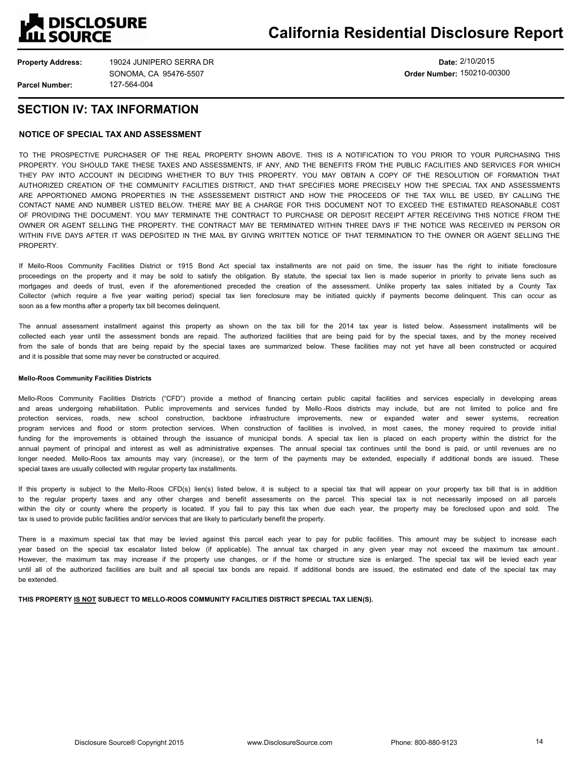# California Residential Disclosure Report

**Property Address:** 19024 JUNIPERO SERRA DR
SONOMA, CA 95476-5507

**Parcel Number:** 127-564-004

**Date:** 2/10/2015

**Order Number:** 150210-00300

## SECTION IV: TAX INFORMATION

### NOTICE OF SPECIAL TAX AND ASSESSMENT

TO THE PROSPECTIVE PURCHASER OF THE REAL PROPERTY SHOWN ABOVE. THIS IS A NOTIFICATION TO YOU PRIOR TO YOUR PURCHASING THIS PROPERTY. YOU SHOULD TAKE THESE TAXES AND ASSESSMENTS, IF ANY, AND THE BENEFITS FROM THE PUBLIC FACILITIES AND SERVICES FOR WHICH THEY PAY INTO ACCOUNT IN DECIDING WHETHER TO BUY THIS PROPERTY. YOU MAY OBTAIN A COPY OF THE RESOLUTION OF FORMATION THAT AUTHORIZED CREATION OF THE COMMUNITY FACILITIES DISTRICT, AND THAT SPECIFIES MORE PRECISELY HOW THE SPECIAL TAX AND ASSESSMENTS ARE APPORTIONED AMONG PROPERTIES IN THE ASSESSEMENT DISTRICT AND HOW THE PROCEEDS OF THE TAX WILL BE USED, BY CALLING THE CONTACT NAME AND NUMBER LISTED BELOW. THERE MAY BE A CHARGE FOR THIS DOCUMENT NOT TO EXCEED THE ESTIMATED REASONABLE COST OF PROVIDING THE DOCUMENT. YOU MAY TERMINATE THE CONTRACT TO PURCHASE OR DEPOSIT RECEIPT AFTER RECEIVING THIS NOTICE FROM THE OWNER OR AGENT SELLING THE PROPERTY. THE CONTRACT MAY BE TERMINATED WITHIN THREE DAYS IF THE NOTICE WAS RECEIVED IN PERSON OR WITHIN FIVE DAYS AFTER IT WAS DEPOSITED IN THE MAIL BY GIVING WRITTEN NOTICE OF THAT TERMINATION TO THE OWNER OR AGENT SELLING THE PROPERTY.

If Mello-Roos Community Facilities District or 1915 Bond Act special tax installments are not paid on time, the issuer has the right to initiate foreclosure proceedings on the property and it may be sold to satisfy the obligation. By statute, the special tax lien is made superior in priority to private liens such as mortgages and deeds of trust, even if the aforementioned preceded the creation of the assessment. Unlike property tax sales initiated by a County Tax Collector (which require a five year waiting period) special tax lien foreclosure may be initiated quickly if payments become delinquent. This can occur as soon as a few months after a property tax bill becomes delinquent.

The annual assessment installment against this property as shown on the tax bill for the 2014 tax year is listed below. Assessment installments will be collected each year until the assessment bonds are repaid. The authorized facilities that are being paid for by the special taxes, and by the money received from the sale of bonds that are being repaid by the special taxes are summarized below. These facilities may not yet have all been constructed or acquired and it is possible that some may never be constructed or acquired.

#### Mello-Roos Community Facilities Districts

Mello-Roos Community Facilities Districts ("CFD") provide a method of financing certain public capital facilities and services especially in developing areas and areas undergoing rehabilitation. Public improvements and services funded by Mello-Roos districts may include, but are not limited to police and fire protection services, roads, new school construction, backbone infrastructure improvements, new or expanded water and sewer systems, recreation program services and flood or storm protection services. When construction of facilities is involved, in most cases, the money required to provide initial funding for the improvements is obtained through the issuance of municipal bonds. A special tax lien is placed on each property within the district for the annual payment of principal and interest as well as administrative expenses. The annual special tax continues until the bond is paid, or until revenues are no longer needed. Mello-Roos tax amounts may vary (increase), or the term of the payments may be extended, especially if additional bonds are issued. These special taxes are usually collected with regular property tax installments.

If this property is subject to the Mello-Roos CFD(s) lien(s) listed below, it is subject to a special tax that will appear on your property tax bill that is in addition to the regular property taxes and any other charges and benefit assessments on the parcel. This special tax is not necessarily imposed on all parcels within the city or county where the property is located. If you fail to pay this tax when due each year, the property may be foreclosed upon and sold. The tax is used to provide public facilities and/or services that are likely to particularly benefit the property.

There is a maximum special tax that may be levied against this parcel each year to pay for public facilities. This amount may be subject to increase each year based on the special tax escalator listed below (if applicable). The annual tax charged in any given year may not exceed the maximum tax amount. However, the maximum tax may increase if the property use changes, or if the home or structure size is enlarged. The special tax will be levied each year until all of the authorized facilities are built and all special tax bonds are repaid. If additional bonds are issued, the estimated end date of the special tax may be extended.

**THIS PROPERTY IS NOT SUBJECT TO MELLO-ROOS COMMUNITY FACILITIES DISTRICT SPECIAL TAX LIEN(S).**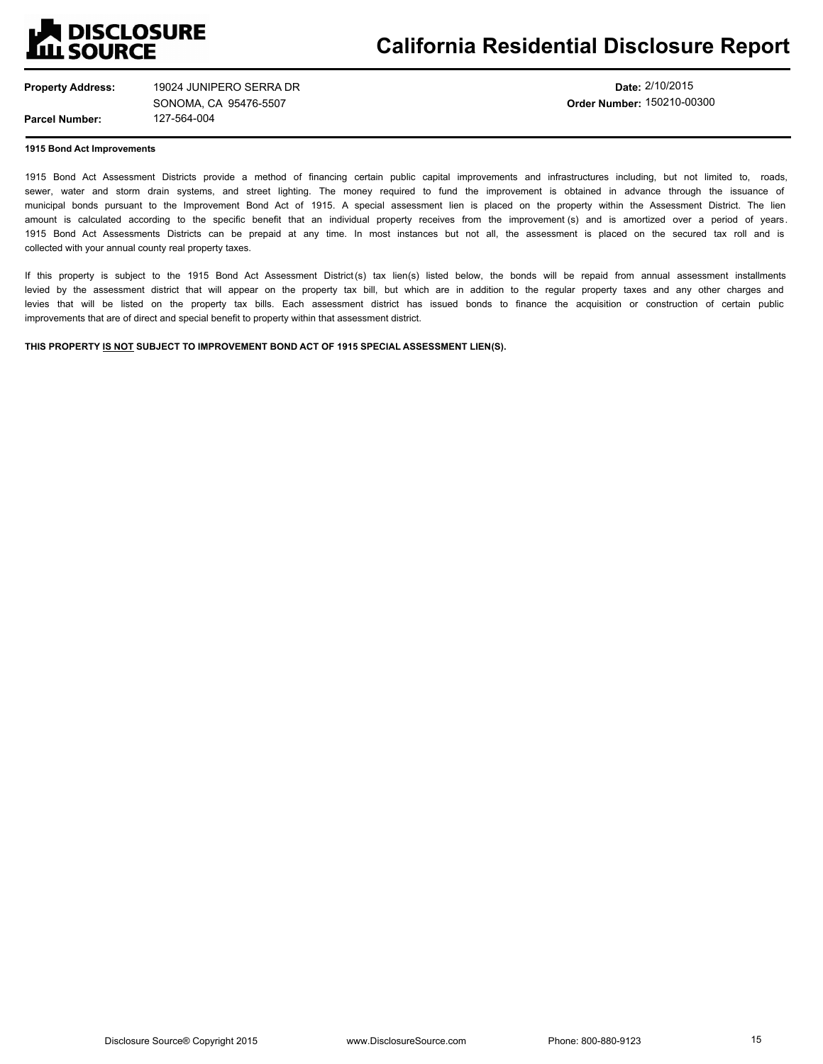**Property Address:** 19024 JUNIPERO SERRA DR
SONOMA, CA 95476-5507

**Parcel Number:** 127-564-004

**Date:** 2/10/2015

**Order Number:** 150210-00300

### 1915 Bond Act Improvements

1915 Bond Act Assessment Districts provide a method of financing certain public capital improvements and infrastructures including, but not limited to, roads, sewer, water and storm drain systems, and street lighting. The money required to fund the improvement is obtained in advance through the issuance of municipal bonds pursuant to the Improvement Bond Act of 1915. A special assessment lien is placed on the property within the Assessment District. The lien amount is calculated according to the specific benefit that an individual property receives from the improvement(s) and is amortized over a period of years. 1915 Bond Act Assessments Districts can be prepaid at any time. In most instances but not all, the assessment is placed on the secured tax roll and is collected with your annual county real property taxes.

If this property is subject to the 1915 Bond Act Assessment District(s) tax lien(s) listed below, the bonds will be repaid from annual assessment installments levied by the assessment district that will appear on the property tax bill, but which are in addition to the regular property taxes and any other charges and levies that will be listed on the property tax bills. Each assessment district has issued bonds to finance the acquisition or construction of certain public improvements that are of direct and special benefit to property within that assessment district.

**THIS PROPERTY <u>IS NOT</u> SUBJECT TO IMPROVEMENT BOND ACT OF 1915 SPECIAL ASSESSMENT LIEN(S).**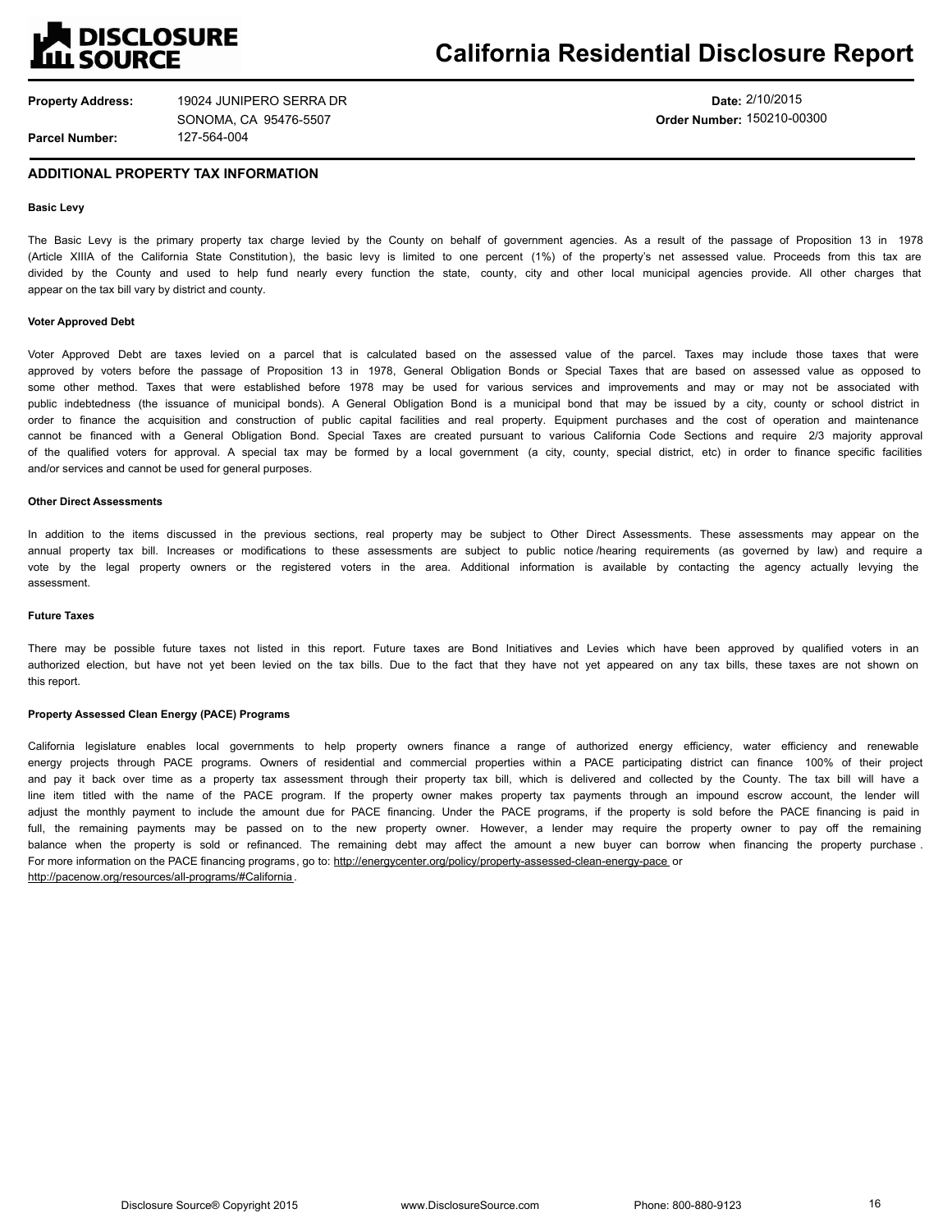# California Residential Disclosure Report

**Property Address:** 19024 JUNIPERO SERRA DR
SONOMA, CA 95476-5507
**Parcel Number:** 127-564-004

**Date:** 2/10/2015
**Order Number:** 150210-00300

## ADDITIONAL PROPERTY TAX INFORMATION

#### Basic Levy

The Basic Levy is the primary property tax charge levied by the County on behalf of government agencies. As a result of the passage of Proposition 13 in 1978 (Article XIIIA of the California State Constitution), the basic levy is limited to one percent (1%) of the property's net assessed value. Proceeds from this tax are divided by the County and used to help fund nearly every function the state, county, city and other local municipal agencies provide. All other charges that appear on the tax bill vary by district and county.

#### Voter Approved Debt

Voter Approved Debt are taxes levied on a parcel that is calculated based on the assessed value of the parcel. Taxes may include those taxes that were approved by voters before the passage of Proposition 13 in 1978, General Obligation Bonds or Special Taxes that are based on assessed value as opposed to some other method. Taxes that were established before 1978 may be used for various services and improvements and may or may not be associated with public indebtedness (the issuance of municipal bonds). A General Obligation Bond is a municipal bond that may be issued by a city, county or school district in order to finance the acquisition and construction of public capital facilities and real property. Equipment purchases and the cost of operation and maintenance cannot be financed with a General Obligation Bond. Special Taxes are created pursuant to various California Code Sections and require 2/3 majority approval of the qualified voters for approval. A special tax may be formed by a local government (a city, county, special district, etc) in order to finance specific facilities and/or services and cannot be used for general purposes.

#### Other Direct Assessments

In addition to the items discussed in the previous sections, real property may be subject to Other Direct Assessments. These assessments may appear on the annual property tax bill. Increases or modifications to these assessments are subject to public notice /hearing requirements (as governed by law) and require a vote by the legal property owners or the registered voters in the area. Additional information is available by contacting the agency actually levying the assessment.

#### Future Taxes

There may be possible future taxes not listed in this report. Future taxes are Bond Initiatives and Levies which have been approved by qualified voters in an authorized election, but have not yet been levied on the tax bills. Due to the fact that they have not yet appeared on any tax bills, these taxes are not shown on this report.

#### Property Assessed Clean Energy (PACE) Programs

California legislature enables local governments to help property owners finance a range of authorized energy efficiency, water efficiency and renewable energy projects through PACE programs. Owners of residential and commercial properties within a PACE participating district can finance 100% of their project and pay it back over time as a property tax assessment through their property tax bill, which is delivered and collected by the County. The tax bill will have a line item titled with the name of the PACE program. If the property owner makes property tax payments through an impound escrow account, the lender will adjust the monthly payment to include the amount due for PACE financing. Under the PACE programs, if the property is sold before the PACE financing is paid in full, the remaining payments may be passed on to the new property owner. However, a lender may require the property owner to pay off the remaining balance when the property is sold or refinanced. The remaining debt may affect the amount a new buyer can borrow when financing the property purchase. For more information on the PACE financing programs, go to: http://energycenter.org/policy/property-assessed-clean-energy-pace or http://pacenow.org/resources/all-programs/#California.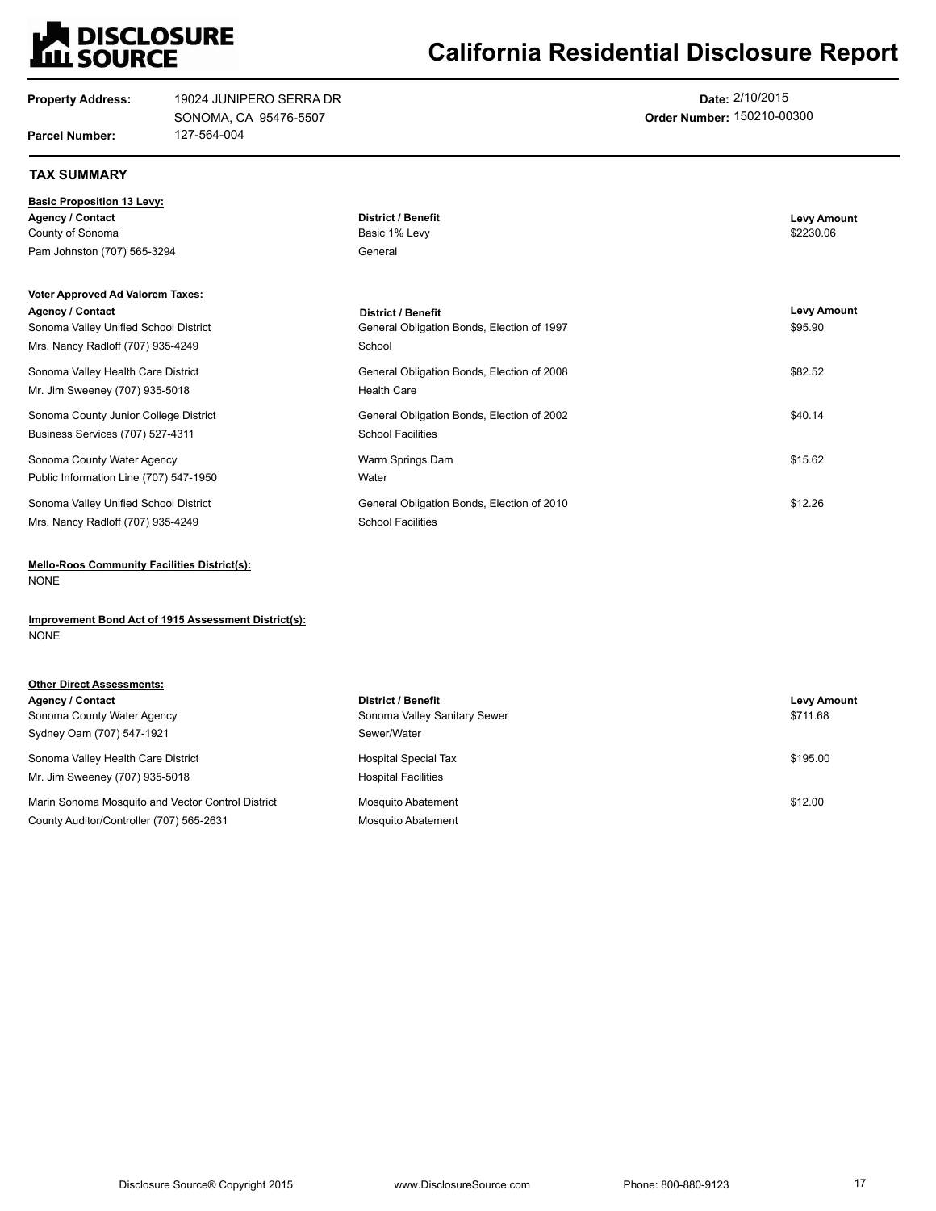**DISCLOSURE SOURCE**

# California Residential Disclosure Report

**Property Address:** 19024 JUNIPERO SERRA DR
SONOMA, CA 95476-5507

**Parcel Number:** 127-564-004

**Date:** 2/10/2015
**Order Number:** 150210-00300

## TAX SUMMARY

**Basic Proposition 13 Levy:**

| Agency / Contact | District / Benefit | Levy Amount |
|---|---|---|
| County of Sonoma<br>Pam Johnston (707) 565-3294 | Basic 1% Levy<br>General | $2230.06 |

**Voter Approved Ad Valorem Taxes:**

| Agency / Contact | District / Benefit | Levy Amount |
|---|---|---|
| Sonoma Valley Unified School District<br>Mrs. Nancy Radloff (707) 935-4249 | General Obligation Bonds, Election of 1997<br>School | $95.90 |
| Sonoma Valley Health Care District<br>Mr. Jim Sweeney (707) 935-5018 | General Obligation Bonds, Election of 2008<br>Health Care | $82.52 |
| Sonoma County Junior College District<br>Business Services (707) 527-4311 | General Obligation Bonds, Election of 2002<br>School Facilities | $40.14 |
| Sonoma County Water Agency<br>Public Information Line (707) 547-1950 | Warm Springs Dam<br>Water | $15.62 |
| Sonoma Valley Unified School District<br>Mrs. Nancy Radloff (707) 935-4249 | General Obligation Bonds, Election of 2010<br>School Facilities | $12.26 |

**Mello-Roos Community Facilities District(s):**
NONE

**Improvement Bond Act of 1915 Assessment District(s):**
NONE

**Other Direct Assessments:**

| Agency / Contact | District / Benefit | Levy Amount |
|---|---|---|
| Sonoma County Water Agency<br>Sydney Oam (707) 547-1921 | Sonoma Valley Sanitary Sewer<br>Sewer/Water | $711.68 |
| Sonoma Valley Health Care District<br>Mr. Jim Sweeney (707) 935-5018 | Hospital Special Tax<br>Hospital Facilities | $195.00 |
| Marin Sonoma Mosquito and Vector Control District<br>County Auditor/Controller (707) 565-2631 | Mosquito Abatement<br>Mosquito Abatement | $12.00 |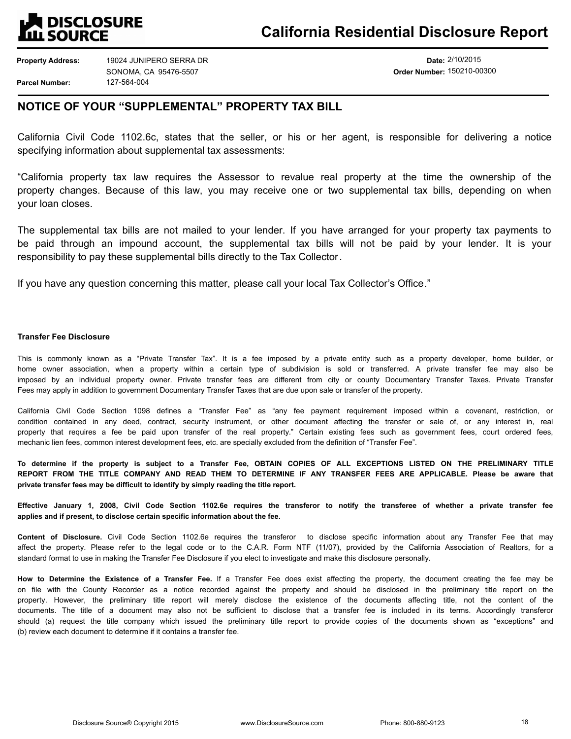# California Residential Disclosure Report

**Property Address:** 19024 JUNIPERO SERRA DR
SONOMA, CA 95476-5507

**Parcel Number:** 127-564-004

**Date:** 2/10/2015

**Order Number:** 150210-00300

## NOTICE OF YOUR "SUPPLEMENTAL" PROPERTY TAX BILL

California Civil Code 1102.6c, states that the seller, or his or her agent, is responsible for delivering a notice specifying information about supplemental tax assessments:

"California property tax law requires the Assessor to revalue real property at the time the ownership of the property changes. Because of this law, you may receive one or two supplemental tax bills, depending on when your loan closes.

The supplemental tax bills are not mailed to your lender. If you have arranged for your property tax payments to be paid through an impound account, the supplemental tax bills will not be paid by your lender. It is your responsibility to pay these supplemental bills directly to the Tax Collector.

If you have any question concerning this matter, please call your local Tax Collector's Office."

### Transfer Fee Disclosure

This is commonly known as a "Private Transfer Tax". It is a fee imposed by a private entity such as a property developer, home builder, or home owner association, when a property within a certain type of subdivision is sold or transferred. A private transfer fee may also be imposed by an individual property owner. Private transfer fees are different from city or county Documentary Transfer Taxes. Private Transfer Fees may apply in addition to government Documentary Transfer Taxes that are due upon sale or transfer of the property.

California Civil Code Section 1098 defines a "Transfer Fee" as "any fee payment requirement imposed within a covenant, restriction, or condition contained in any deed, contract, security instrument, or other document affecting the transfer or sale of, or any interest in, real property that requires a fee be paid upon transfer of the real property." Certain existing fees such as government fees, court ordered fees, mechanic lien fees, common interest development fees, etc. are specially excluded from the definition of "Transfer Fee".

**To determine if the property is subject to a Transfer Fee, OBTAIN COPIES OF ALL EXCEPTIONS LISTED ON THE PRELIMINARY TITLE REPORT FROM THE TITLE COMPANY AND READ THEM TO DETERMINE IF ANY TRANSFER FEES ARE APPLICABLE. Please be aware that private transfer fees may be difficult to identify by simply reading the title report.**

**Effective January 1, 2008, Civil Code Section 1102.6e requires the transferor to notify the transferee of whether a private transfer fee applies and if present, to disclose certain specific information about the fee.**

**Content of Disclosure.** Civil Code Section 1102.6e requires the transferor to disclose specific information about any Transfer Fee that may affect the property. Please refer to the legal code or to the C.A.R. Form NTF (11/07), provided by the California Association of Realtors, for a standard format to use in making the Transfer Fee Disclosure if you elect to investigate and make this disclosure personally.

**How to Determine the Existence of a Transfer Fee.** If a Transfer Fee does exist affecting the property, the document creating the fee may be on file with the County Recorder as a notice recorded against the property and should be disclosed in the preliminary title report on the property. However, the preliminary title report will merely disclose the existence of the documents affecting title, not the content of the documents. The title of a document may also not be sufficient to disclose that a transfer fee is included in its terms. Accordingly transferor should (a) request the title company which issued the preliminary title report to provide copies of the documents shown as "exceptions" and (b) review each document to determine if it contains a transfer fee.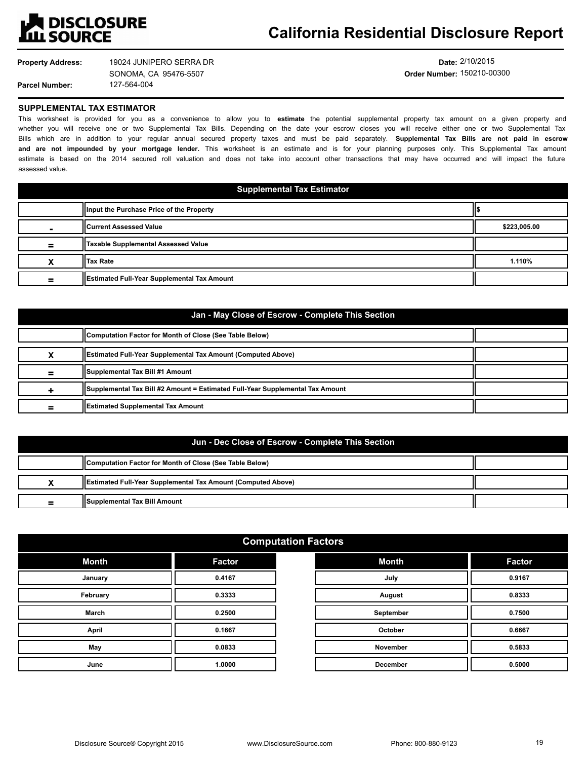# DISCLOSURE SOURCE

# California Residential Disclosure Report

**Property Address:** 19024 JUNIPERO SERRA DR
SONOMA, CA 95476-5507

**Parcel Number:** 127-564-004

**Date:** 2/10/2015

**Order Number:** 150210-00300

## SUPPLEMENTAL TAX ESTIMATOR

This worksheet is provided for you as a convenience to allow you to **estimate** the potential supplemental property tax amount on a given property and whether you will receive one or two Supplemental Tax Bills. Depending on the date your escrow closes you will receive either one or two Supplemental Tax Bills which are in addition to your regular annual secured property taxes and must be paid separately. **Supplemental Tax Bills are not paid in escrow and are not impounded by your mortgage lender.** This worksheet is an estimate and is for your planning purposes only. This Supplemental Tax amount estimate is based on the 2014 secured roll valuation and does not take into account other transactions that may have occurred and will impact the future assessed value.

### Supplemental Tax Estimator

| | | |
|---|---|---|
| | **Input the Purchase Price of the Property** | $ |
| - | **Current Assessed Value** | **$223,005.00** |
| = | **Taxable Supplemental Assessed Value** | |
| X | **Tax Rate** | **1.110%** |
| = | **Estimated Full-Year Supplemental Tax Amount** | |

### Jan - May Close of Escrow - Complete This Section

| | | |
|---|---|---|
| | **Computation Factor for Month of Close (See Table Below)** | |
| X | **Estimated Full-Year Supplemental Tax Amount (Computed Above)** | |
| = | **Supplemental Tax Bill #1 Amount** | |
| + | **Supplemental Tax Bill #2 Amount = Estimated Full-Year Supplemental Tax Amount** | |
| = | **Estimated Supplemental Tax Amount** | |

### Jun - Dec Close of Escrow - Complete This Section

| | | |
|---|---|---|
| | **Computation Factor for Month of Close (See Table Below)** | |
| X | **Estimated Full-Year Supplemental Tax Amount (Computed Above)** | |
| = | **Supplemental Tax Bill Amount** | |

### Computation Factors

| Month | Factor | Month | Factor |
|---|---|---|---|
| January | 0.4167 | July | 0.9167 |
| February | 0.3333 | August | 0.8333 |
| March | 0.2500 | September | 0.7500 |
| April | 0.1667 | October | 0.6667 |
| May | 0.0833 | November | 0.5833 |
| June | 1.0000 | December | 0.5000 |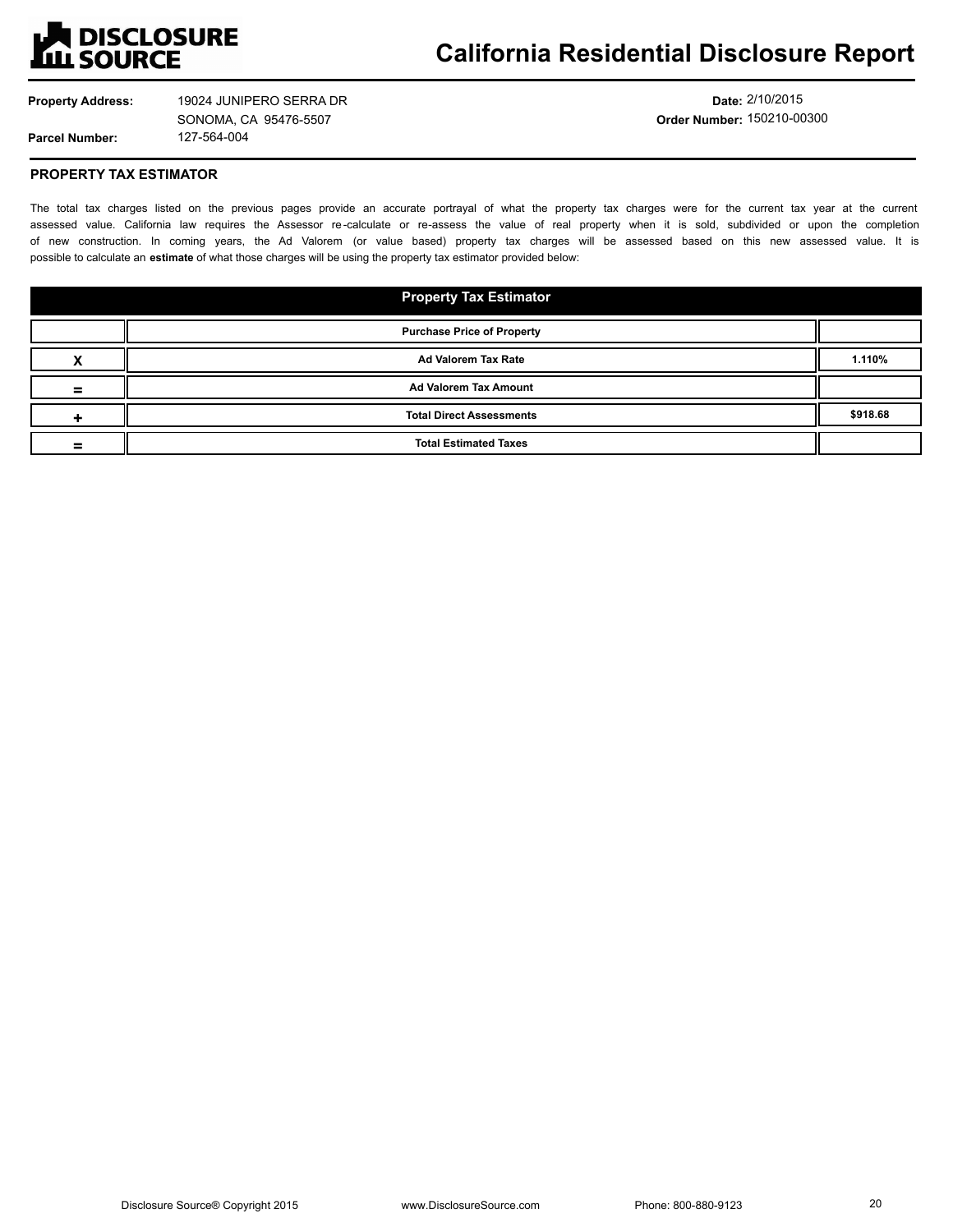# California Residential Disclosure Report

**Property Address:** 19024 JUNIPERO SERRA DR
SONOMA, CA 95476-5507

**Parcel Number:** 127-564-004

**Date:** 2/10/2015

**Order Number:** 150210-00300

## PROPERTY TAX ESTIMATOR

The total tax charges listed on the previous pages provide an accurate portrayal of what the property tax charges were for the current tax year at the current assessed value. California law requires the Assessor re-calculate or re-assess the value of real property when it is sold, subdivided or upon the completion of new construction. In coming years, the Ad Valorem (or value based) property tax charges will be assessed based on this new assessed value. It is possible to calculate an **estimate** of what those charges will be using the property tax estimator provided below:

| Property Tax Estimator | | |
|---|---|---|
| | **Purchase Price of Property** | |
| **X** | **Ad Valorem Tax Rate** | **1.110%** |
| **=** | **Ad Valorem Tax Amount** | |
| **+** | **Total Direct Assessments** | **$918.68** |
| **=** | **Total Estimated Taxes** | |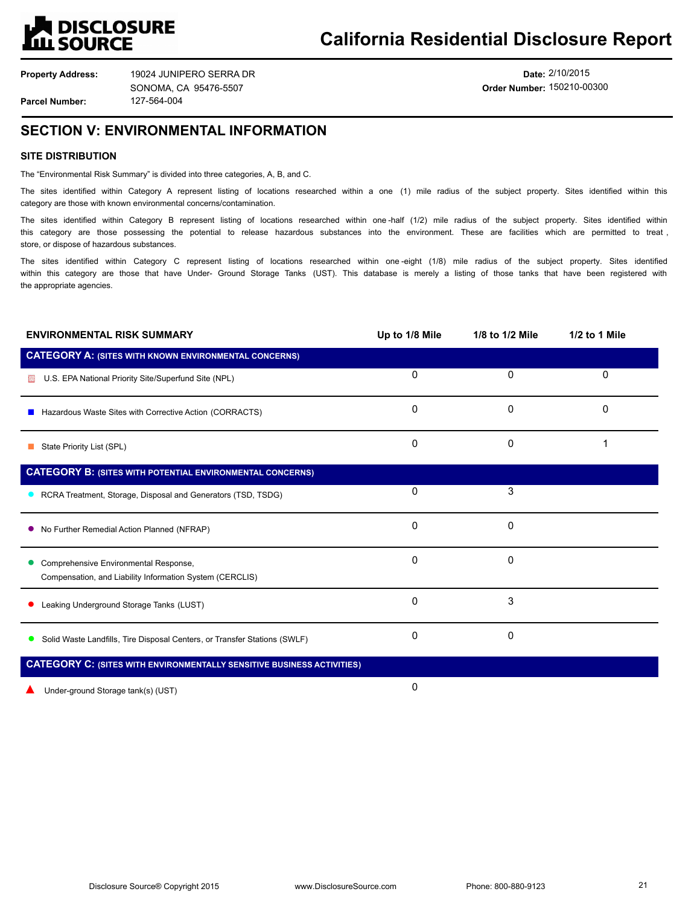**Property Address:** 19024 JUNIPERO SERRA DR
SONOMA, CA 95476-5507

**Parcel Number:** 127-564-004

**Date:** 2/10/2015

**Order Number:** 150210-00300

## SECTION V: ENVIRONMENTAL INFORMATION

### SITE DISTRIBUTION

The "Environmental Risk Summary" is divided into three categories, A, B, and C.

The sites identified within Category A represent listing of locations researched within a one (1) mile radius of the subject property. Sites identified within this category are those with known environmental concerns/contamination.

The sites identified within Category B represent listing of locations researched within one-half (1/2) mile radius of the subject property. Sites identified within this category are those possessing the potential to release hazardous substances into the environment. These are facilities which are permitted to treat, store, or dispose of hazardous substances.

The sites identified within Category C represent listing of locations researched within one-eight (1/8) mile radius of the subject property. Sites identified within this category are those that have Under- Ground Storage Tanks (UST). This database is merely a listing of those tanks that have been registered with the appropriate agencies.

| ENVIRONMENTAL RISK SUMMARY | Up to 1/8 Mile | 1/8 to 1/2 Mile | 1/2 to 1 Mile |
|---|---|---|---|
| **CATEGORY A: (SITES WITH KNOWN ENVIRONMENTAL CONCERNS)** | | | |
| U.S. EPA National Priority Site/Superfund Site (NPL) | 0 | 0 | 0 |
| Hazardous Waste Sites with Corrective Action (CORRACTS) | 0 | 0 | 0 |
| State Priority List (SPL) | 0 | 0 | 1 |
| **CATEGORY B: (SITES WITH POTENTIAL ENVIRONMENTAL CONCERNS)** | | | |
| RCRA Treatment, Storage, Disposal and Generators (TSD, TSDG) | 0 | 3 | |
| No Further Remedial Action Planned (NFRAP) | 0 | 0 | |
| Comprehensive Environmental Response, Compensation, and Liability Information System (CERCLIS) | 0 | 0 | |
| Leaking Underground Storage Tanks (LUST) | 0 | 3 | |
| Solid Waste Landfills, Tire Disposal Centers, or Transfer Stations (SWLF) | 0 | 0 | |
| **CATEGORY C: (SITES WITH ENVIRONMENTALLY SENSITIVE BUSINESS ACTIVITIES)** | | | |
| Under-ground Storage tank(s) (UST) | 0 | | |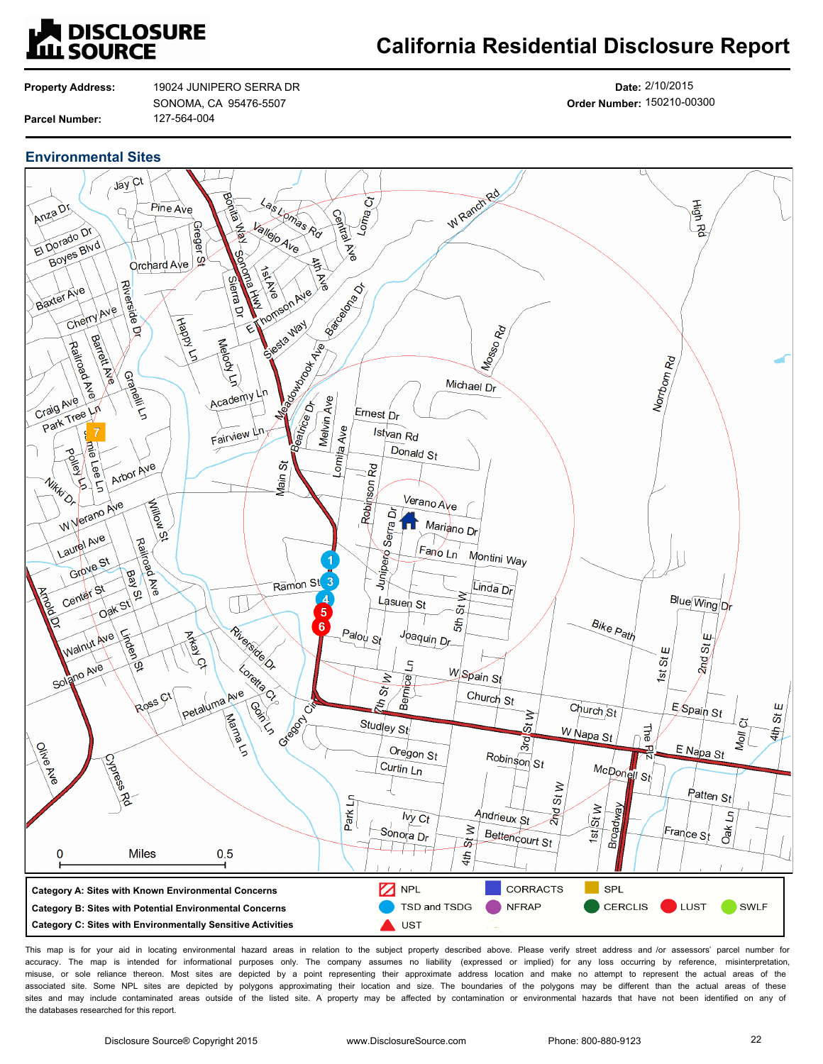# California Residential Disclosure Report

**Property Address:** 19024 JUNIPERO SERRA DR
SONOMA, CA 95476-5507

**Parcel Number:** 127-564-004

**Date:** 2/10/2015

**Order Number:** 150210-00300

## Environmental Sites

| | | | | |
|---|---|---|---|---|
| **Category A: Sites with Known Environmental Concerns** | NPL | CORRACTS | SPL | |
| **Category B: Sites with Potential Environmental Concerns** | TSD and TSDG | NFRAP | CERCLIS | LUST | SWLF |
| **Category C: Sites with Environmentally Sensitive Activities** | UST | | | |

This map is for your aid in locating environmental hazard areas in relation to the subject property described above. Please verify street address and /or assessors' parcel number for accuracy. The map is intended for informational purposes only. The company assumes no liability (expressed or implied) for any loss occurring by reference, misinterpretation, misuse, or sole reliance thereon. Most sites are depicted by a point representing their approximate address location and make no attempt to represent the actual areas of the associated site. Some NPL sites are depicted by polygons approximating their location and size. The boundaries of the polygons may be different than the actual areas of these sites and may include contaminated areas outside of the listed site. A property may be affected by contamination or environmental hazards that have not been identified on any of the databases researched for this report.

Disclosure Source® Copyright 2015 | www.DisclosureSource.com | Phone: 800-880-9123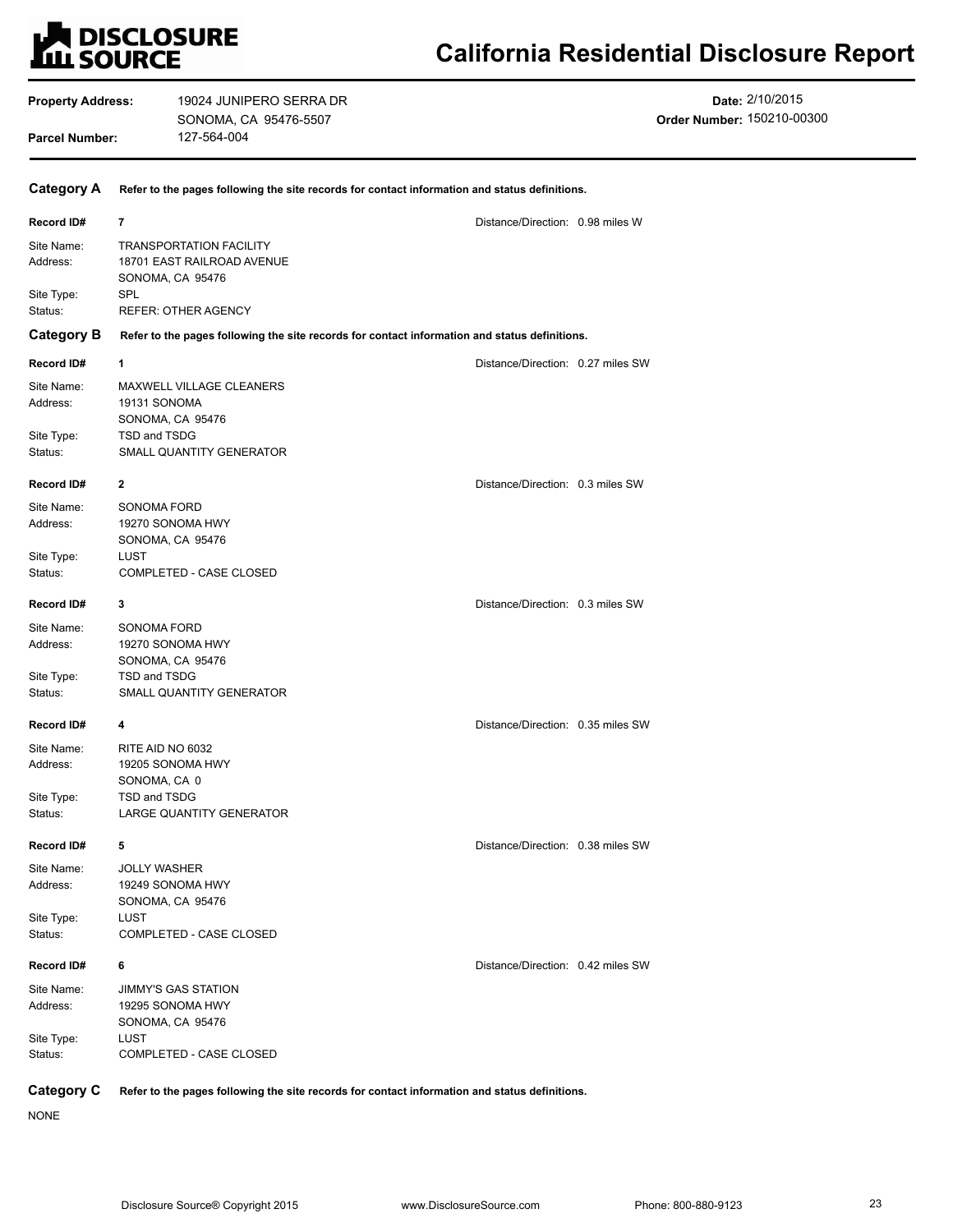# DISCLOSURE SOURCE

# California Residential Disclosure Report

**Property Address:** 19024 JUNIPERO SERRA DR
SONOMA, CA 95476-5507

**Parcel Number:** 127-564-004

**Date:** 2/10/2015
**Order Number:** 150210-00300

## Category A

**Refer to the pages following the site records for contact information and status definitions.**

**Record ID#** 7 — Distance/Direction: 0.98 miles W

Site Name: TRANSPORTATION FACILITY
Address: 18701 EAST RAILROAD AVENUE
SONOMA, CA 95476
Site Type: SPL
Status: REFER: OTHER AGENCY

## Category B

**Refer to the pages following the site records for contact information and status definitions.**

**Record ID#** 1 — Distance/Direction: 0.27 miles SW

Site Name: MAXWELL VILLAGE CLEANERS
Address: 19131 SONOMA
SONOMA, CA 95476
Site Type: TSD and TSDG
Status: SMALL QUANTITY GENERATOR

**Record ID#** 2 — Distance/Direction: 0.3 miles SW

Site Name: SONOMA FORD
Address: 19270 SONOMA HWY
SONOMA, CA 95476
Site Type: LUST
Status: COMPLETED - CASE CLOSED

**Record ID#** 3 — Distance/Direction: 0.3 miles SW

Site Name: SONOMA FORD
Address: 19270 SONOMA HWY
SONOMA, CA 95476
Site Type: TSD and TSDG
Status: SMALL QUANTITY GENERATOR

**Record ID#** 4 — Distance/Direction: 0.35 miles SW

Site Name: RITE AID NO 6032
Address: 19205 SONOMA HWY
SONOMA, CA 0
Site Type: TSD and TSDG
Status: LARGE QUANTITY GENERATOR

**Record ID#** 5 — Distance/Direction: 0.38 miles SW

Site Name: JOLLY WASHER
Address: 19249 SONOMA HWY
SONOMA, CA 95476
Site Type: LUST
Status: COMPLETED - CASE CLOSED

**Record ID#** 6 — Distance/Direction: 0.42 miles SW

Site Name: JIMMY'S GAS STATION
Address: 19295 SONOMA HWY
SONOMA, CA 95476
Site Type: LUST
Status: COMPLETED - CASE CLOSED

## Category C

**Refer to the pages following the site records for contact information and status definitions.**

NONE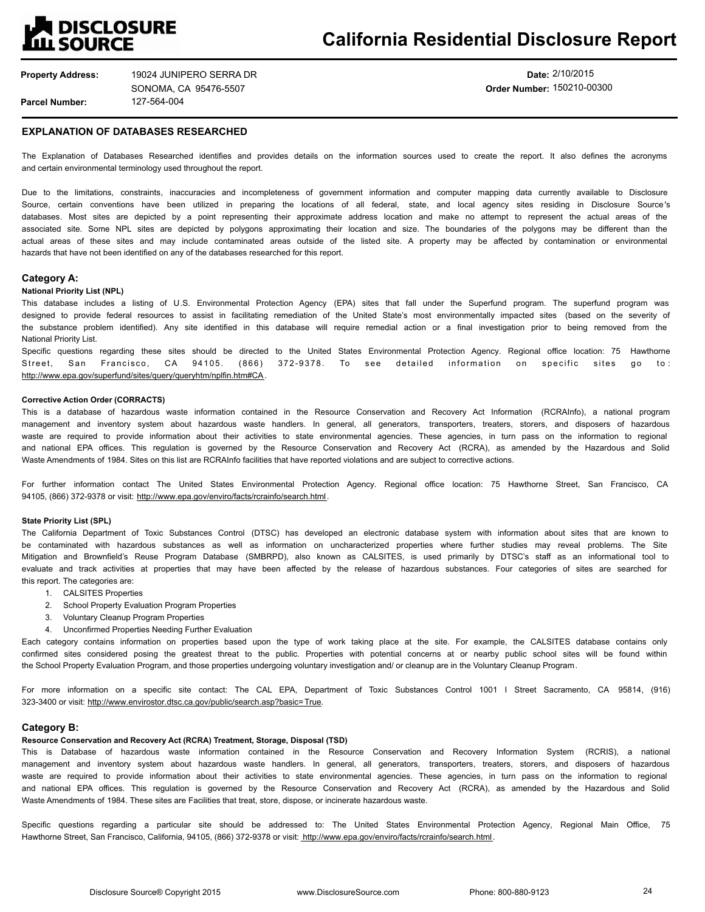# California Residential Disclosure Report

**Property Address:** 19024 JUNIPERO SERRA DR
SONOMA, CA 95476-5507

**Parcel Number:** 127-564-004

**Date:** 2/10/2015

**Order Number:** 150210-00300

## EXPLANATION OF DATABASES RESEARCHED

The Explanation of Databases Researched identifies and provides details on the information sources used to create the report. It also defines the acronyms and certain environmental terminology used throughout the report.

Due to the limitations, constraints, inaccuracies and incompleteness of government information and computer mapping data currently available to Disclosure Source, certain conventions have been utilized in preparing the locations of all federal, state, and local agency sites residing in Disclosure Source's databases. Most sites are depicted by a point representing their approximate address location and make no attempt to represent the actual areas of the associated site. Some NPL sites are depicted by polygons approximating their location and size. The boundaries of the polygons may be different than the actual areas of these sites and may include contaminated areas outside of the listed site. A property may be affected by contamination or environmental hazards that have not been identified on any of the databases researched for this report.

### Category A:

**National Priority List (NPL)**

This database includes a listing of U.S. Environmental Protection Agency (EPA) sites that fall under the Superfund program. The superfund program was designed to provide federal resources to assist in facilitating remediation of the United State's most environmentally impacted sites (based on the severity of the substance problem identified). Any site identified in this database will require remedial action or a final investigation prior to being removed from the National Priority List.

Specific questions regarding these sites should be directed to the United States Environmental Protection Agency. Regional office location: 75 Hawthorne Street, San Francisco, CA 94105. (866) 372-9378. To see detailed information on specific sites go to: http://www.epa.gov/superfund/sites/query/queryhtm/nplfin.htm#CA.

**Corrective Action Order (CORRACTS)**

This is a database of hazardous waste information contained in the Resource Conservation and Recovery Act Information (RCRAInfo), a national program management and inventory system about hazardous waste handlers. In general, all generators, transporters, treaters, storers, and disposers of hazardous waste are required to provide information about their activities to state environmental agencies. These agencies, in turn pass on the information to regional and national EPA offices. This regulation is governed by the Resource Conservation and Recovery Act (RCRA), as amended by the Hazardous and Solid Waste Amendments of 1984. Sites on this list are RCRAInfo facilities that have reported violations and are subject to corrective actions.

For further information contact The United States Environmental Protection Agency. Regional office location: 75 Hawthorne Street, San Francisco, CA 94105, (866) 372-9378 or visit: http://www.epa.gov/enviro/facts/rcrainfo/search.html.

**State Priority List (SPL)**

The California Department of Toxic Substances Control (DTSC) has developed an electronic database system with information about sites that are known to be contaminated with hazardous substances as well as information on uncharacterized properties where further studies may reveal problems. The Site Mitigation and Brownfield's Reuse Program Database (SMBRPD), also known as CALSITES, is used primarily by DTSC's staff as an informational tool to evaluate and track activities at properties that may have been affected by the release of hazardous substances. Four categories of sites are searched for this report. The categories are:

1. CALSITES Properties
2. School Property Evaluation Program Properties
3. Voluntary Cleanup Program Properties
4. Unconfirmed Properties Needing Further Evaluation

Each category contains information on properties based upon the type of work taking place at the site. For example, the CALSITES database contains only confirmed sites considered posing the greatest threat to the public. Properties with potential concerns at or nearby public school sites will be found within the School Property Evaluation Program, and those properties undergoing voluntary investigation and/ or cleanup are in the Voluntary Cleanup Program.

For more information on a specific site contact: The CAL EPA, Department of Toxic Substances Control 1001 I Street Sacramento, CA 95814, (916) 323-3400 or visit: http://www.envirostor.dtsc.ca.gov/public/search.asp?basic=True.

### Category B:

**Resource Conservation and Recovery Act (RCRA) Treatment, Storage, Disposal (TSD)**

This is Database of hazardous waste information contained in the Resource Conservation and Recovery Information System (RCRIS), a national management and inventory system about hazardous waste handlers. In general, all generators, transporters, treaters, storers, and disposers of hazardous waste are required to provide information about their activities to state environmental agencies. These agencies, in turn pass on the information to regional and national EPA offices. This regulation is governed by the Resource Conservation and Recovery Act (RCRA), as amended by the Hazardous and Solid Waste Amendments of 1984. These sites are Facilities that treat, store, dispose, or incinerate hazardous waste.

Specific questions regarding a particular site should be addressed to: The United States Environmental Protection Agency, Regional Main Office, 75 Hawthorne Street, San Francisco, California, 94105, (866) 372-9378 or visit: http://www.epa.gov/enviro/facts/rcrainfo/search.html.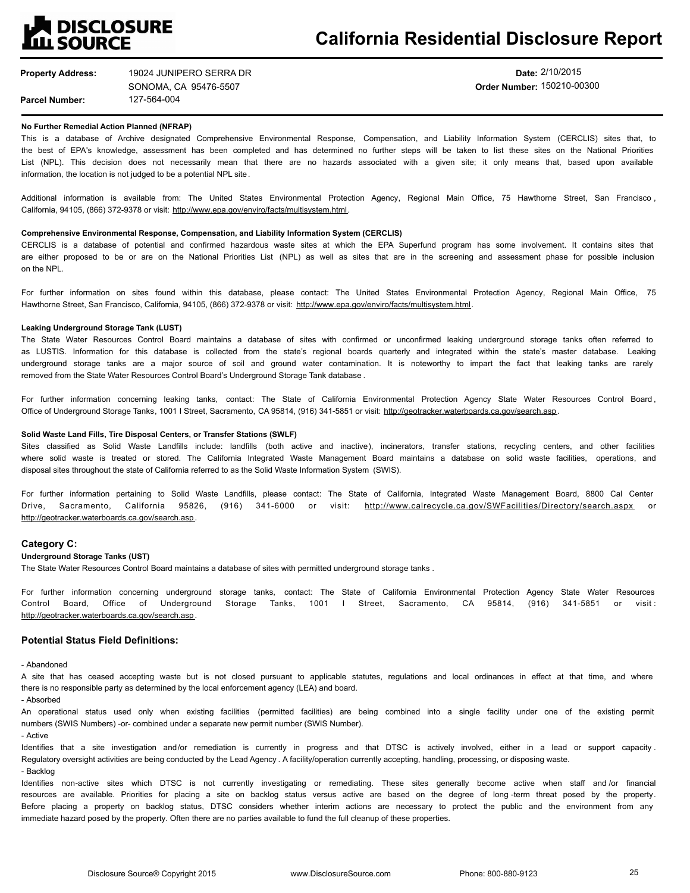# California Residential Disclosure Report

**Property Address:** 19024 JUNIPERO SERRA DR
SONOMA, CA 95476-5507

**Parcel Number:** 127-564-004

**Date:** 2/10/2015
**Order Number:** 150210-00300

**No Further Remedial Action Planned (NFRAP)**

This is a database of Archive designated Comprehensive Environmental Response, Compensation, and Liability Information System (CERCLIS) sites that, to the best of EPA's knowledge, assessment has been completed and has determined no further steps will be taken to list these sites on the National Priorities List (NPL). This decision does not necessarily mean that there are no hazards associated with a given site; it only means that, based upon available information, the location is not judged to be a potential NPL site.

Additional information is available from: The United States Environmental Protection Agency, Regional Main Office, 75 Hawthorne Street, San Francisco, California, 94105, (866) 372-9378 or visit: http://www.epa.gov/enviro/facts/multisystem.html.

**Comprehensive Environmental Response, Compensation, and Liability Information System (CERCLIS)**

CERCLIS is a database of potential and confirmed hazardous waste sites at which the EPA Superfund program has some involvement. It contains sites that are either proposed to be or are on the National Priorities List (NPL) as well as sites that are in the screening and assessment phase for possible inclusion on the NPL.

For further information on sites found within this database, please contact: The United States Environmental Protection Agency, Regional Main Office, 75 Hawthorne Street, San Francisco, California, 94105, (866) 372-9378 or visit: http://www.epa.gov/enviro/facts/multisystem.html.

**Leaking Underground Storage Tank (LUST)**

The State Water Resources Control Board maintains a database of sites with confirmed or unconfirmed leaking underground storage tanks often referred to as LUSTIS. Information for this database is collected from the state's regional boards quarterly and integrated within the state's master database. Leaking underground storage tanks are a major source of soil and ground water contamination. It is noteworthy to impart the fact that leaking tanks are rarely removed from the State Water Resources Control Board's Underground Storage Tank database.

For further information concerning leaking tanks, contact: The State of California Environmental Protection Agency State Water Resources Control Board, Office of Underground Storage Tanks, 1001 I Street, Sacramento, CA 95814, (916) 341-5851 or visit: http://geotracker.waterboards.ca.gov/search.asp.

**Solid Waste Land Fills, Tire Disposal Centers, or Transfer Stations (SWLF)**

Sites classified as Solid Waste Landfills include: landfills (both active and inactive), incinerators, transfer stations, recycling centers, and other facilities where solid waste is treated or stored. The California Integrated Waste Management Board maintains a database on solid waste facilities, operations, and disposal sites throughout the state of California referred to as the Solid Waste Information System (SWIS).

For further information pertaining to Solid Waste Landfills, please contact: The State of California, Integrated Waste Management Board, 8800 Cal Center Drive, Sacramento, California 95826, (916) 341-6000 or visit: http://www.calrecycle.ca.gov/SWFacilities/Directory/search.aspx or http://geotracker.waterboards.ca.gov/search.asp.

## Category C:

**Underground Storage Tanks (UST)**

The State Water Resources Control Board maintains a database of sites with permitted underground storage tanks.

For further information concerning underground storage tanks, contact: The State of California Environmental Protection Agency State Water Resources Control Board, Office of Underground Storage Tanks, 1001 I Street, Sacramento, CA 95814, (916) 341-5851 or visit: http://geotracker.waterboards.ca.gov/search.asp.

## Potential Status Field Definitions:

- Abandoned

A site that has ceased accepting waste but is not closed pursuant to applicable statutes, regulations and local ordinances in effect at that time, and where there is no responsible party as determined by the local enforcement agency (LEA) and board.

- Absorbed

An operational status used only when existing facilities (permitted facilities) are being combined into a single facility under one of the existing permit numbers (SWIS Numbers) -or- combined under a separate new permit number (SWIS Number).

- Active

Identifies that a site investigation and/or remediation is currently in progress and that DTSC is actively involved, either in a lead or support capacity. Regulatory oversight activities are being conducted by the Lead Agency. A facility/operation currently accepting, handling, processing, or disposing waste.

- Backlog

Identifies non-active sites which DTSC is not currently investigating or remediating. These sites generally become active when staff and/or financial resources are available. Priorities for placing a site on backlog status versus active are based on the degree of long-term threat posed by the property. Before placing a property on backlog status, DTSC considers whether interim actions are necessary to protect the public and the environment from any immediate hazard posed by the property. Often there are no parties available to fund the full cleanup of these properties.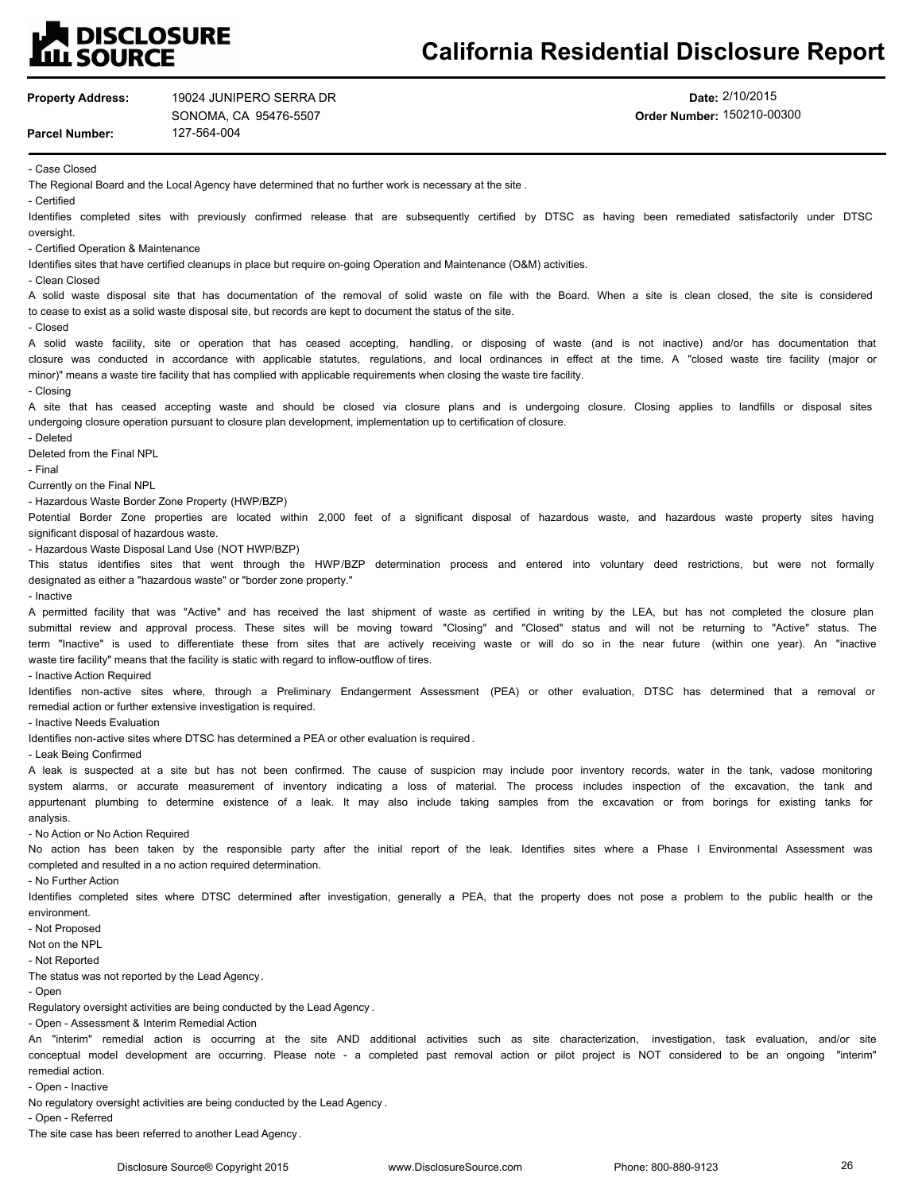| | | | |
|---|---|---|---|
| **Property Address:** | 19024 JUNIPERO SERRA DR SONOMA, CA 95476-5507 | **Date:** | 2/10/2015 |
| **Parcel Number:** | 127-564-004 | **Order Number:** | 150210-00300 |

- Case Closed

The Regional Board and the Local Agency have determined that no further work is necessary at the site .

- Certified

Identifies completed sites with previously confirmed release that are subsequently certified by DTSC as having been remediated satisfactorily under DTSC oversight.

- Certified Operation & Maintenance

Identifies sites that have certified cleanups in place but require on-going Operation and Maintenance (O&M) activities.

- Clean Closed

A solid waste disposal site that has documentation of the removal of solid waste on file with the Board. When a site is clean closed, the site is considered to cease to exist as a solid waste disposal site, but records are kept to document the status of the site.

- Closed

A solid waste facility, site or operation that has ceased accepting, handling, or disposing of waste (and is not inactive) and/or has documentation that closure was conducted in accordance with applicable statutes, regulations, and local ordinances in effect at the time. A "closed waste tire facility (major or minor)" means a waste tire facility that has complied with applicable requirements when closing the waste tire facility.

- Closing

A site that has ceased accepting waste and should be closed via closure plans and is undergoing closure. Closing applies to landfills or disposal sites undergoing closure operation pursuant to closure plan development, implementation up to certification of closure.

- Deleted

Deleted from the Final NPL

- Final

Currently on the Final NPL

- Hazardous Waste Border Zone Property (HWP/BZP)

Potential Border Zone properties are located within 2,000 feet of a significant disposal of hazardous waste, and hazardous waste property sites having significant disposal of hazardous waste.

- Hazardous Waste Disposal Land Use (NOT HWP/BZP)

This status identifies sites that went through the HWP/BZP determination process and entered into voluntary deed restrictions, but were not formally designated as either a "hazardous waste" or "border zone property."

- Inactive

A permitted facility that was "Active" and has received the last shipment of waste as certified in writing by the LEA, but has not completed the closure plan submittal review and approval process. These sites will be moving toward "Closing" and "Closed" status and will not be returning to "Active" status. The term "Inactive" is used to differentiate these from sites that are actively receiving waste or will do so in the near future (within one year). An "inactive waste tire facility" means that the facility is static with regard to inflow-outflow of tires.

- Inactive Action Required

Identifies non-active sites where, through a Preliminary Endangerment Assessment (PEA) or other evaluation, DTSC has determined that a removal or remedial action or further extensive investigation is required.

- Inactive Needs Evaluation

Identifies non-active sites where DTSC has determined a PEA or other evaluation is required .

- Leak Being Confirmed

A leak is suspected at a site but has not been confirmed. The cause of suspicion may include poor inventory records, water in the tank, vadose monitoring system alarms, or accurate measurement of inventory indicating a loss of material. The process includes inspection of the excavation, the tank and appurtenant plumbing to determine existence of a leak. It may also include taking samples from the excavation or from borings for existing tanks for analysis.

- No Action or No Action Required

No action has been taken by the responsible party after the initial report of the leak. Identifies sites where a Phase I Environmental Assessment was completed and resulted in a no action required determination.

- No Further Action

Identifies completed sites where DTSC determined after investigation, generally a PEA, that the property does not pose a problem to the public health or the environment.

- Not Proposed

Not on the NPL

- Not Reported

The status was not reported by the Lead Agency.

- Open

Regulatory oversight activities are being conducted by the Lead Agency .

- Open - Assessment & Interim Remedial Action

An "interim" remedial action is occurring at the site AND additional activities such as site characterization, investigation, task evaluation, and/or site conceptual model development are occurring. Please note - a completed past removal action or pilot project is NOT considered to be an ongoing "interim" remedial action.

- Open - Inactive

No regulatory oversight activities are being conducted by the Lead Agency .

- Open - Referred

The site case has been referred to another Lead Agency .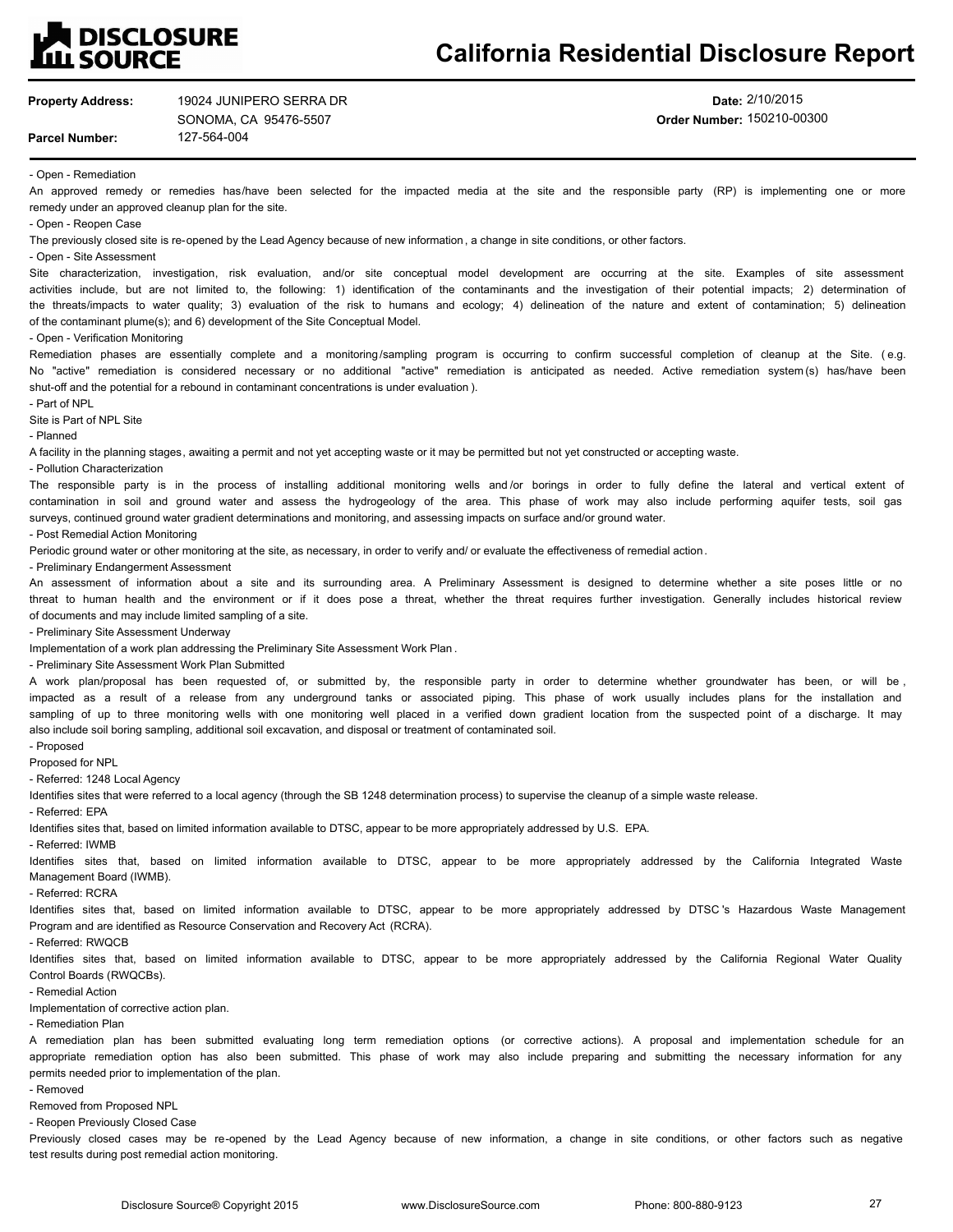- Open - Remediation

An approved remedy or remedies has/have been selected for the impacted media at the site and the responsible party (RP) is implementing one or more remedy under an approved cleanup plan for the site.

- Open - Reopen Case

The previously closed site is re-opened by the Lead Agency because of new information, a change in site conditions, or other factors.

- Open - Site Assessment

Site characterization, investigation, risk evaluation, and/or site conceptual model development are occurring at the site. Examples of site assessment activities include, but are not limited to, the following: 1) identification of the contaminants and the investigation of their potential impacts; 2) determination of the threats/impacts to water quality; 3) evaluation of the risk to humans and ecology; 4) delineation of the nature and extent of contamination; 5) delineation of the contaminant plume(s); and 6) development of the Site Conceptual Model.

- Open - Verification Monitoring

Remediation phases are essentially complete and a monitoring/sampling program is occurring to confirm successful completion of cleanup at the Site. (e.g. No "active" remediation is considered necessary or no additional "active" remediation is anticipated as needed. Active remediation system(s) has/have been shut-off and the potential for a rebound in contaminant concentrations is under evaluation).

- Part of NPL

Site is Part of NPL Site

- Planned

A facility in the planning stages, awaiting a permit and not yet accepting waste or it may be permitted but not yet constructed or accepting waste.

- Pollution Characterization

The responsible party is in the process of installing additional monitoring wells and/or borings in order to fully define the lateral and vertical extent of contamination in soil and ground water and assess the hydrogeology of the area. This phase of work may also include performing aquifer tests, soil gas surveys, continued ground water gradient determinations and monitoring, and assessing impacts on surface and/or ground water.

- Post Remedial Action Monitoring

Periodic ground water or other monitoring at the site, as necessary, in order to verify and/ or evaluate the effectiveness of remedial action.

- Preliminary Endangerment Assessment

An assessment of information about a site and its surrounding area. A Preliminary Assessment is designed to determine whether a site poses little or no threat to human health and the environment or if it does pose a threat, whether the threat requires further investigation. Generally includes historical review of documents and may include limited sampling of a site.

- Preliminary Site Assessment Underway

Implementation of a work plan addressing the Preliminary Site Assessment Work Plan.

- Preliminary Site Assessment Work Plan Submitted

A work plan/proposal has been requested of, or submitted by, the responsible party in order to determine whether groundwater has been, or will be, impacted as a result of a release from any underground tanks or associated piping. This phase of work usually includes plans for the installation and sampling of up to three monitoring wells with one monitoring well placed in a verified down gradient location from the suspected point of a discharge. It may also include soil boring sampling, additional soil excavation, and disposal or treatment of contaminated soil.

- Proposed

Proposed for NPL

- Referred: 1248 Local Agency

Identifies sites that were referred to a local agency (through the SB 1248 determination process) to supervise the cleanup of a simple waste release.

- Referred: EPA

Identifies sites that, based on limited information available to DTSC, appear to be more appropriately addressed by U.S. EPA.

- Referred: IWMB

Identifies sites that, based on limited information available to DTSC, appear to be more appropriately addressed by the California Integrated Waste Management Board (IWMB).

- Referred: RCRA

Identifies sites that, based on limited information available to DTSC, appear to be more appropriately addressed by DTSC's Hazardous Waste Management Program and are identified as Resource Conservation and Recovery Act (RCRA).

- Referred: RWQCB

Identifies sites that, based on limited information available to DTSC, appear to be more appropriately addressed by the California Regional Water Quality Control Boards (RWQCBs).

- Remedial Action

Implementation of corrective action plan.

- Remediation Plan

A remediation plan has been submitted evaluating long term remediation options (or corrective actions). A proposal and implementation schedule for an appropriate remediation option has also been submitted. This phase of work may also include preparing and submitting the necessary information for any permits needed prior to implementation of the plan.

- Removed

Removed from Proposed NPL

- Reopen Previously Closed Case

Previously closed cases may be re-opened by the Lead Agency because of new information, a change in site conditions, or other factors such as negative test results during post remedial action monitoring.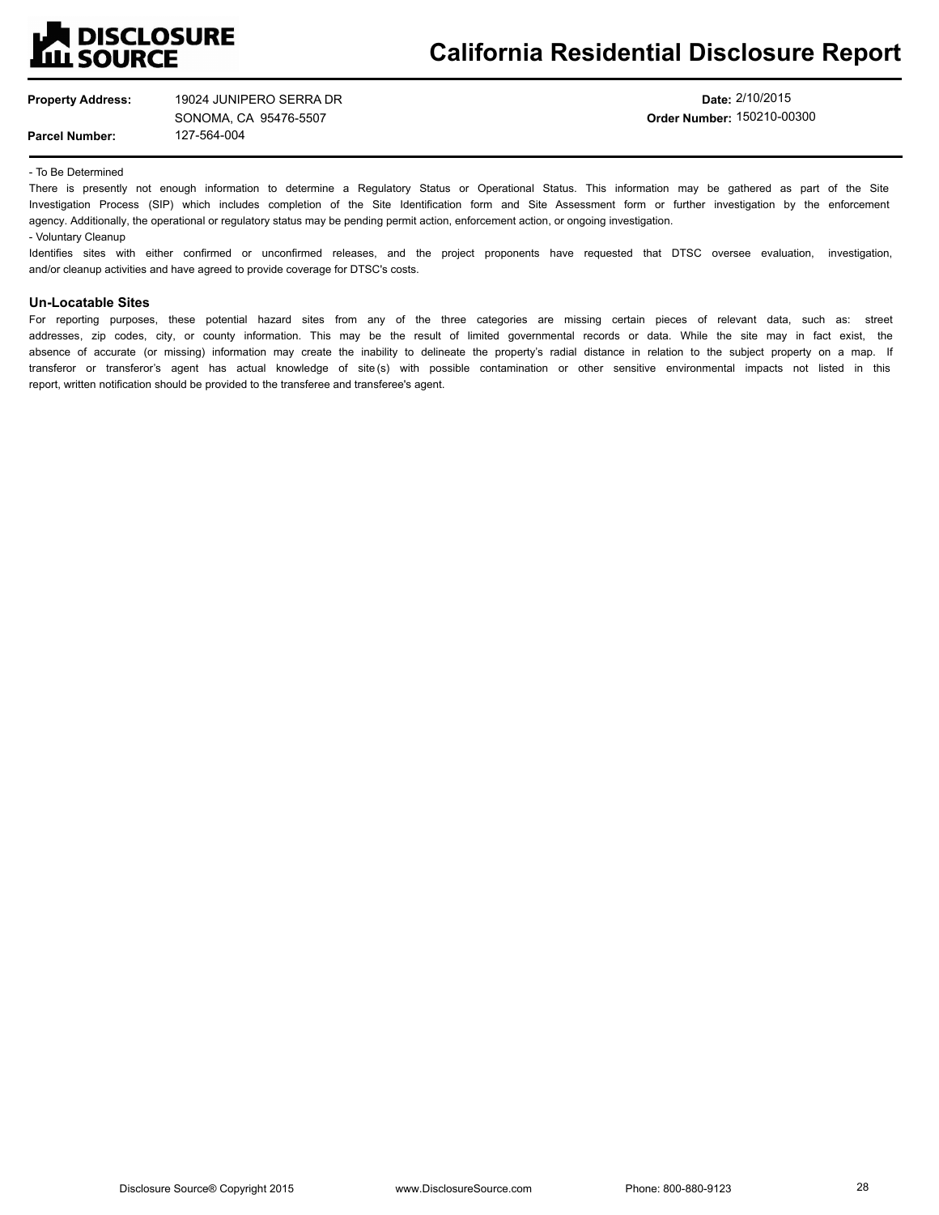- To Be Determined

There is presently not enough information to determine a Regulatory Status or Operational Status. This information may be gathered as part of the Site Investigation Process (SIP) which includes completion of the Site Identification form and Site Assessment form or further investigation by the enforcement agency. Additionally, the operational or regulatory status may be pending permit action, enforcement action, or ongoing investigation.

- Voluntary Cleanup

Identifies sites with either confirmed or unconfirmed releases, and the project proponents have requested that DTSC oversee evaluation, investigation, and/or cleanup activities and have agreed to provide coverage for DTSC's costs.

### Un-Locatable Sites

For reporting purposes, these potential hazard sites from any of the three categories are missing certain pieces of relevant data, such as: street addresses, zip codes, city, or county information. This may be the result of limited governmental records or data. While the site may in fact exist, the absence of accurate (or missing) information may create the inability to delineate the property's radial distance in relation to the subject property on a map. If transferor or transferor's agent has actual knowledge of site(s) with possible contamination or other sensitive environmental impacts not listed in this report, written notification should be provided to the transferee and transferee's agent.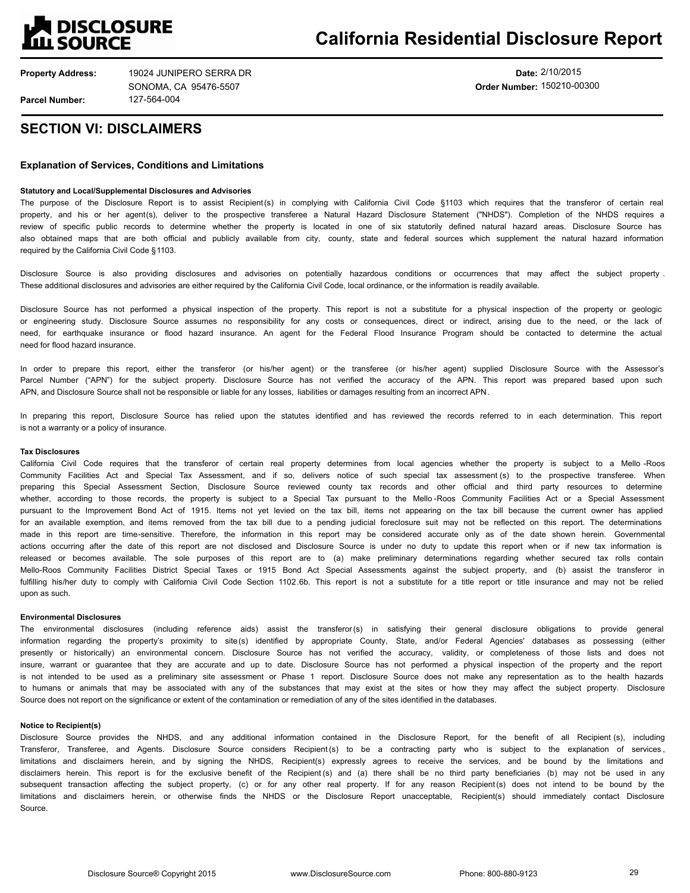# California Residential Disclosure Report

**Property Address:** 19024 JUNIPERO SERRA DR
SONOMA, CA 95476-5507

**Parcel Number:** 127-564-004

**Date:** 2/10/2015
**Order Number:** 150210-00300

## SECTION VI: DISCLAIMERS

### Explanation of Services, Conditions and Limitations

#### Statutory and Local/Supplemental Disclosures and Advisories

The purpose of the Disclosure Report is to assist Recipient(s) in complying with California Civil Code §1103 which requires that the transferor of certain real property, and his or her agent(s), deliver to the prospective transferee a Natural Hazard Disclosure Statement ("NHDS"). Completion of the NHDS requires a review of specific public records to determine whether the property is located in one of six statutorily defined natural hazard areas. Disclosure Source has also obtained maps that are both official and publicly available from city, county, state and federal sources which supplement the natural hazard information required by the California Civil Code §1103.

Disclosure Source is also providing disclosures and advisories on potentially hazardous conditions or occurrences that may affect the subject property. These additional disclosures and advisories are either required by the California Civil Code, local ordinance, or the information is readily available.

Disclosure Source has not performed a physical inspection of the property. This report is not a substitute for a physical inspection of the property or geologic or engineering study. Disclosure Source assumes no responsibility for any costs or consequences, direct or indirect, arising due to the need, or the lack of need, for earthquake insurance or flood hazard insurance. An agent for the Federal Flood Insurance Program should be contacted to determine the actual need for flood hazard insurance.

In order to prepare this report, either the transferor (or his/her agent) or the transferee (or his/her agent) supplied Disclosure Source with the Assessor's Parcel Number ("APN") for the subject property. Disclosure Source has not verified the accuracy of the APN. This report was prepared based upon such APN, and Disclosure Source shall not be responsible or liable for any losses, liabilities or damages resulting from an incorrect APN.

In preparing this report, Disclosure Source has relied upon the statutes identified and has reviewed the records referred to in each determination. This report is not a warranty or a policy of insurance.

#### Tax Disclosures

California Civil Code requires that the transferor of certain real property determines from local agencies whether the property is subject to a Mello-Roos Community Facilities Act and Special Tax Assessment, and if so, delivers notice of such special tax assessment(s) to the prospective transferee. When preparing this Special Assessment Section, Disclosure Source reviewed county tax records and other official and third party resources to determine whether, according to those records, the property is subject to a Special Tax pursuant to the Mello-Roos Community Facilities Act or a Special Assessment pursuant to the Improvement Bond Act of 1915. Items not yet levied on the tax bill, items not appearing on the tax bill because the current owner has applied for an available exemption, and items removed from the tax bill due to a pending judicial foreclosure suit may not be reflected on this report. The determinations made in this report are time-sensitive. Therefore, the information in this report may be considered accurate only as of the date shown herein. Governmental actions occurring after the date of this report are not disclosed and Disclosure Source is under no duty to update this report when or if new tax information is released or becomes available. The sole purposes of this report are to (a) make preliminary determinations regarding whether secured tax rolls contain Mello-Roos Community Facilities District Special Taxes or 1915 Bond Act Special Assessments against the subject property, and (b) assist the transferor in fulfilling his/her duty to comply with California Civil Code Section 1102.6b. This report is not a substitute for a title report or title insurance and may not be relied upon as such.

#### Environmental Disclosures

The environmental disclosures (including reference aids) assist the transferor(s) in satisfying their general disclosure obligations to provide general information regarding the property's proximity to site(s) identified by appropriate County, State, and/or Federal Agencies' databases as possessing (either presently or historically) an environmental concern. Disclosure Source has not verified the accuracy, validity, or completeness of those lists and does not insure, warrant or guarantee that they are accurate and up to date. Disclosure Source has not performed a physical inspection of the property and the report is not intended to be used as a preliminary site assessment or Phase 1 report. Disclosure Source does not make any representation as to the health hazards to humans or animals that may be associated with any of the substances that may exist at the sites or how they may affect the subject property. Disclosure Source does not report on the significance or extent of the contamination or remediation of any of the sites identified in the databases.

#### Notice to Recipient(s)

Disclosure Source provides the NHDS, and any additional information contained in the Disclosure Report, for the benefit of all Recipient(s), including Transferor, Transferee, and Agents. Disclosure Source considers Recipient(s) to be a contracting party who is subject to the explanation of services, limitations and disclaimers herein, and by signing the NHDS, Recipient(s) expressly agrees to receive the services, and be bound by the limitations and disclaimers herein. This report is for the exclusive benefit of the Recipient(s) and (a) there shall be no third party beneficiaries (b) may not be used in any subsequent transaction affecting the subject property, (c) or for any other real property. If for any reason Recipient(s) does not intend to be bound by the limitations and disclaimers herein, or otherwise finds the NHDS or the Disclosure Report unacceptable, Recipient(s) should immediately contact Disclosure Source.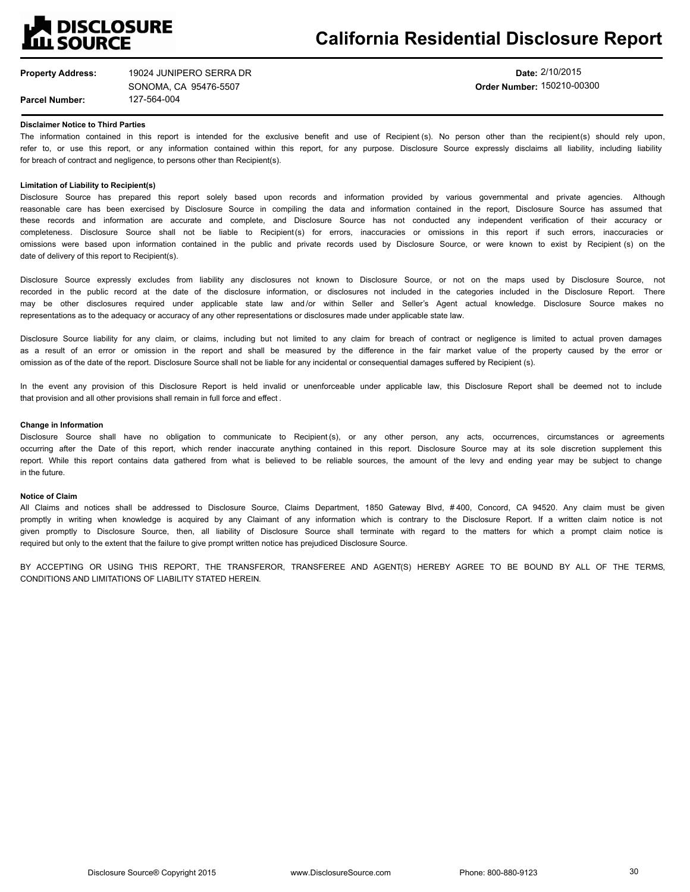# California Residential Disclosure Report

**Property Address:** 19024 JUNIPERO SERRA DR
SONOMA, CA 95476-5507

**Parcel Number:** 127-564-004

**Date:** 2/10/2015

**Order Number:** 150210-00300

**Disclaimer Notice to Third Parties**

The information contained in this report is intended for the exclusive benefit and use of Recipient(s). No person other than the recipient(s) should rely upon, refer to, or use this report, or any information contained within this report, for any purpose. Disclosure Source expressly disclaims all liability, including liability for breach of contract and negligence, to persons other than Recipient(s).

**Limitation of Liability to Recipient(s)**

Disclosure Source has prepared this report solely based upon records and information provided by various governmental and private agencies. Although reasonable care has been exercised by Disclosure Source in compiling the data and information contained in the report, Disclosure Source has assumed that these records and information are accurate and complete, and Disclosure Source has not conducted any independent verification of their accuracy or completeness. Disclosure Source shall not be liable to Recipient(s) for errors, inaccuracies or omissions in this report if such errors, inaccuracies or omissions were based upon information contained in the public and private records used by Disclosure Source, or were known to exist by Recipient (s) on the date of delivery of this report to Recipient(s).

Disclosure Source expressly excludes from liability any disclosures not known to Disclosure Source, or not on the maps used by Disclosure Source, not recorded in the public record at the date of the disclosure information, or disclosures not included in the categories included in the Disclosure Report. There may be other disclosures required under applicable state law and/or within Seller and Seller's Agent actual knowledge. Disclosure Source makes no representations as to the adequacy or accuracy of any other representations or disclosures made under applicable state law.

Disclosure Source liability for any claim, or claims, including but not limited to any claim for breach of contract or negligence is limited to actual proven damages as a result of an error or omission in the report and shall be measured by the difference in the fair market value of the property caused by the error or omission as of the date of the report. Disclosure Source shall not be liable for any incidental or consequential damages suffered by Recipient (s).

In the event any provision of this Disclosure Report is held invalid or unenforceable under applicable law, this Disclosure Report shall be deemed not to include that provision and all other provisions shall remain in full force and effect.

**Change in Information**

Disclosure Source shall have no obligation to communicate to Recipient(s), or any other person, any acts, occurrences, circumstances or agreements occurring after the Date of this report, which render inaccurate anything contained in this report. Disclosure Source may at its sole discretion supplement this report. While this report contains data gathered from what is believed to be reliable sources, the amount of the levy and ending year may be subject to change in the future.

**Notice of Claim**

All Claims and notices shall be addressed to Disclosure Source, Claims Department, 1850 Gateway Blvd, #400, Concord, CA 94520. Any claim must be given promptly in writing when knowledge is acquired by any Claimant of any information which is contrary to the Disclosure Report. If a written claim notice is not given promptly to Disclosure Source, then, all liability of Disclosure Source shall terminate with regard to the matters for which a prompt claim notice is required but only to the extent that the failure to give prompt written notice has prejudiced Disclosure Source.

BY ACCEPTING OR USING THIS REPORT, THE TRANSFEROR, TRANSFEREE AND AGENT(S) HEREBY AGREE TO BE BOUND BY ALL OF THE TERMS, CONDITIONS AND LIMITATIONS OF LIABILITY STATED HEREIN.